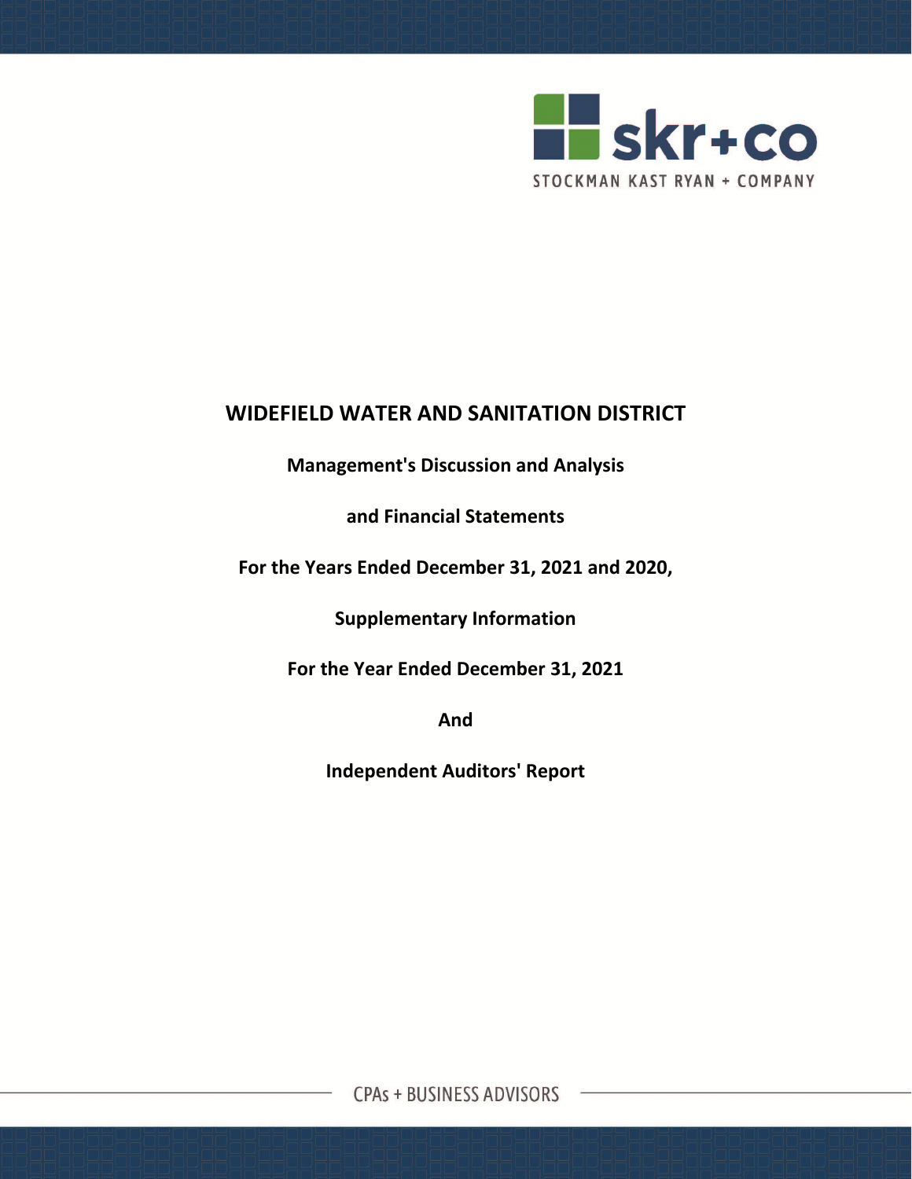skr+co

STOCKMAN KAST RYAN + COMPANY

# WIDEFIELD WATER AND SANITATION DISTRICT

**Management's Discussion and Analysis**

**and Financial Statements**

**For the Years Ended December 31, 2021 and 2020,**

**Supplementary Information**

**For the Year Ended December 31, 2021**

**And**

**Independent Auditors' Report**

CPAs + BUSINESS ADVISORS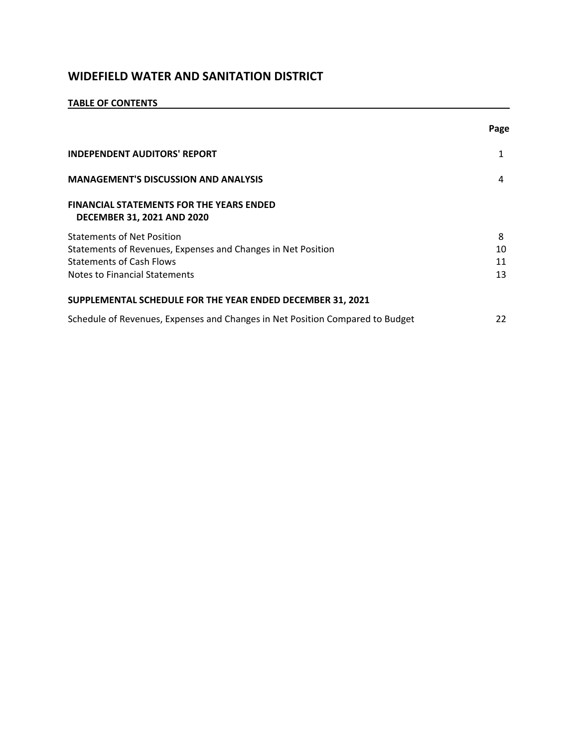# WIDEFIELD WATER AND SANITATION DISTRICT

**TABLE OF CONTENTS**

| | Page |
|---|---|
| **INDEPENDENT AUDITORS' REPORT** | 1 |
| **MANAGEMENT'S DISCUSSION AND ANALYSIS** | 4 |
| **FINANCIAL STATEMENTS FOR THE YEARS ENDED DECEMBER 31, 2021 AND 2020** | |
| Statements of Net Position | 8 |
| Statements of Revenues, Expenses and Changes in Net Position | 10 |
| Statements of Cash Flows | 11 |
| Notes to Financial Statements | 13 |
| **SUPPLEMENTAL SCHEDULE FOR THE YEAR ENDED DECEMBER 31, 2021** | |
| Schedule of Revenues, Expenses and Changes in Net Position Compared to Budget | 22 |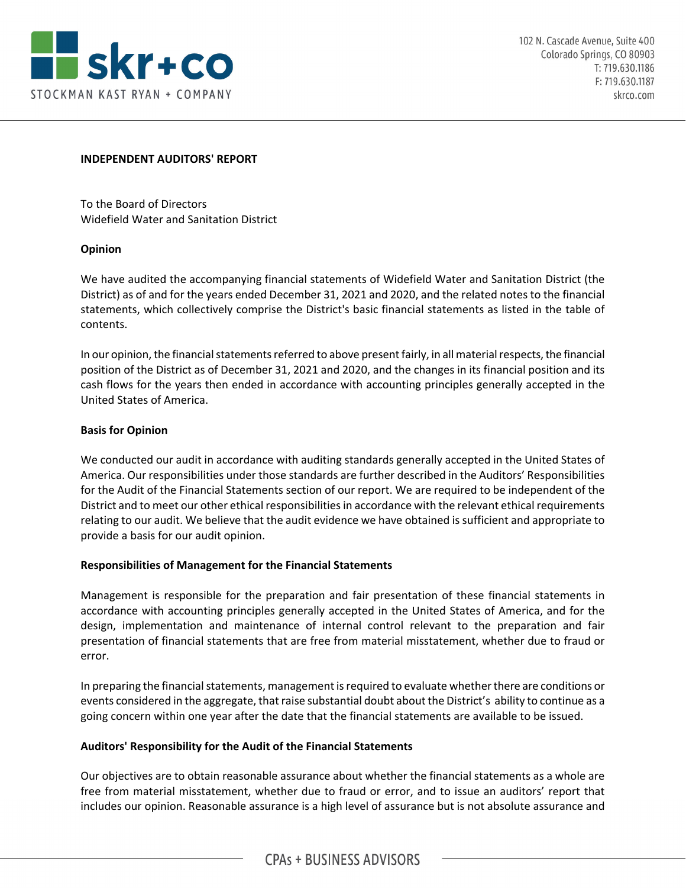skr+co

STOCKMAN KAST RYAN + COMPANY

102 N. Cascade Avenue, Suite 400
Colorado Springs, CO 80903
T: 719.630.1186
F: 719.630.1187
skrco.com

**INDEPENDENT AUDITORS' REPORT**

To the Board of Directors
Widefield Water and Sanitation District

**Opinion**

We have audited the accompanying financial statements of Widefield Water and Sanitation District (the District) as of and for the years ended December 31, 2021 and 2020, and the related notes to the financial statements, which collectively comprise the District's basic financial statements as listed in the table of contents.

In our opinion, the financial statements referred to above present fairly, in all material respects, the financial position of the District as of December 31, 2021 and 2020, and the changes in its financial position and its cash flows for the years then ended in accordance with accounting principles generally accepted in the United States of America.

**Basis for Opinion**

We conducted our audit in accordance with auditing standards generally accepted in the United States of America. Our responsibilities under those standards are further described in the Auditors' Responsibilities for the Audit of the Financial Statements section of our report. We are required to be independent of the District and to meet our other ethical responsibilities in accordance with the relevant ethical requirements relating to our audit. We believe that the audit evidence we have obtained is sufficient and appropriate to provide a basis for our audit opinion.

**Responsibilities of Management for the Financial Statements**

Management is responsible for the preparation and fair presentation of these financial statements in accordance with accounting principles generally accepted in the United States of America, and for the design, implementation and maintenance of internal control relevant to the preparation and fair presentation of financial statements that are free from material misstatement, whether due to fraud or error.

In preparing the financial statements, management is required to evaluate whether there are conditions or events considered in the aggregate, that raise substantial doubt about the District's ability to continue as a going concern within one year after the date that the financial statements are available to be issued.

**Auditors' Responsibility for the Audit of the Financial Statements**

Our objectives are to obtain reasonable assurance about whether the financial statements as a whole are free from material misstatement, whether due to fraud or error, and to issue an auditors' report that includes our opinion. Reasonable assurance is a high level of assurance but is not absolute assurance and

CPAs + BUSINESS ADVISORS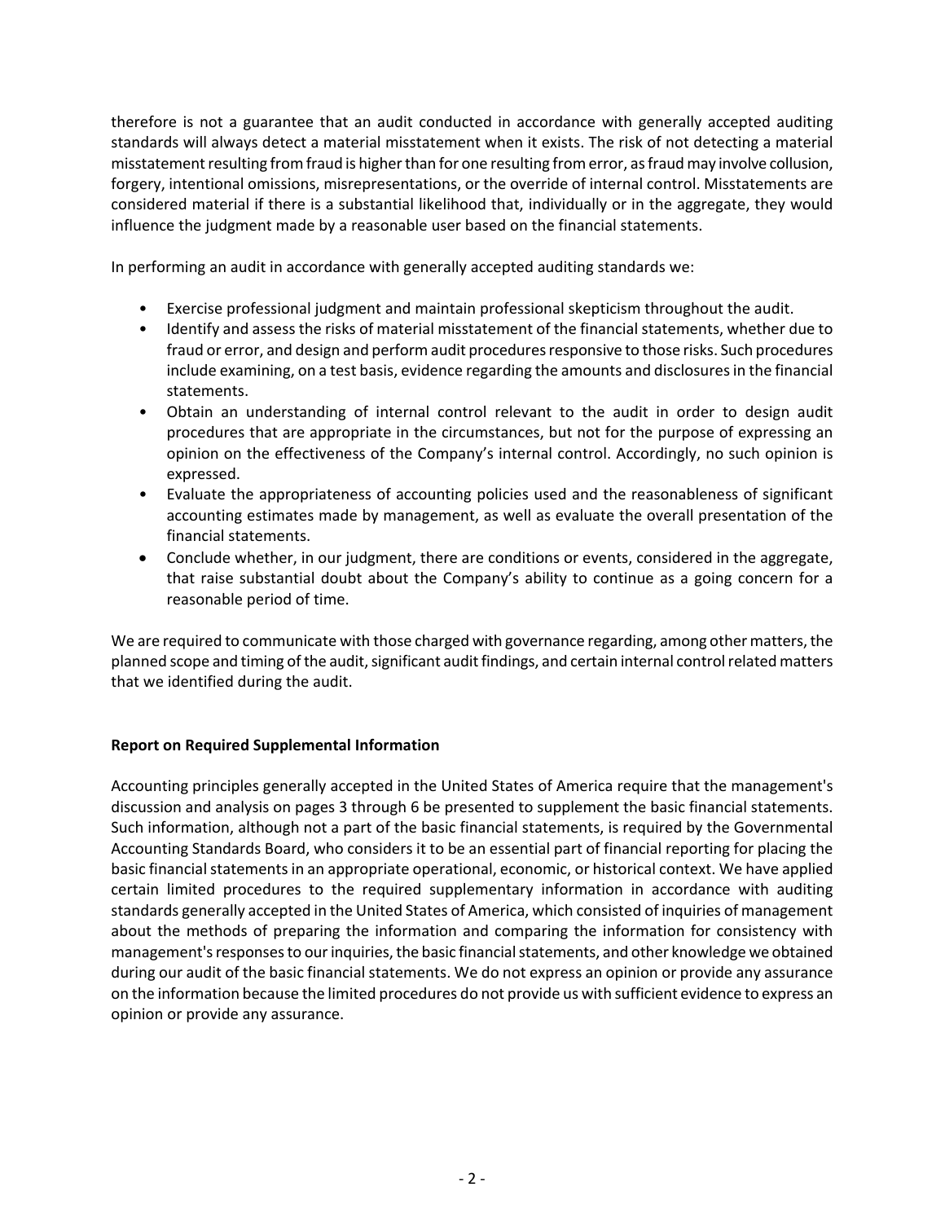therefore is not a guarantee that an audit conducted in accordance with generally accepted auditing standards will always detect a material misstatement when it exists. The risk of not detecting a material misstatement resulting from fraud is higher than for one resulting from error, as fraud may involve collusion, forgery, intentional omissions, misrepresentations, or the override of internal control. Misstatements are considered material if there is a substantial likelihood that, individually or in the aggregate, they would influence the judgment made by a reasonable user based on the financial statements.

In performing an audit in accordance with generally accepted auditing standards we:

- Exercise professional judgment and maintain professional skepticism throughout the audit.
- Identify and assess the risks of material misstatement of the financial statements, whether due to fraud or error, and design and perform audit procedures responsive to those risks. Such procedures include examining, on a test basis, evidence regarding the amounts and disclosures in the financial statements.
- Obtain an understanding of internal control relevant to the audit in order to design audit procedures that are appropriate in the circumstances, but not for the purpose of expressing an opinion on the effectiveness of the Company's internal control. Accordingly, no such opinion is expressed.
- Evaluate the appropriateness of accounting policies used and the reasonableness of significant accounting estimates made by management, as well as evaluate the overall presentation of the financial statements.
- Conclude whether, in our judgment, there are conditions or events, considered in the aggregate, that raise substantial doubt about the Company's ability to continue as a going concern for a reasonable period of time.

We are required to communicate with those charged with governance regarding, among other matters, the planned scope and timing of the audit, significant audit findings, and certain internal control related matters that we identified during the audit.

**Report on Required Supplemental Information**

Accounting principles generally accepted in the United States of America require that the management's discussion and analysis on pages 3 through 6 be presented to supplement the basic financial statements. Such information, although not a part of the basic financial statements, is required by the Governmental Accounting Standards Board, who considers it to be an essential part of financial reporting for placing the basic financial statements in an appropriate operational, economic, or historical context. We have applied certain limited procedures to the required supplementary information in accordance with auditing standards generally accepted in the United States of America, which consisted of inquiries of management about the methods of preparing the information and comparing the information for consistency with management's responses to our inquiries, the basic financial statements, and other knowledge we obtained during our audit of the basic financial statements. We do not express an opinion or provide any assurance on the information because the limited procedures do not provide us with sufficient evidence to express an opinion or provide any assurance.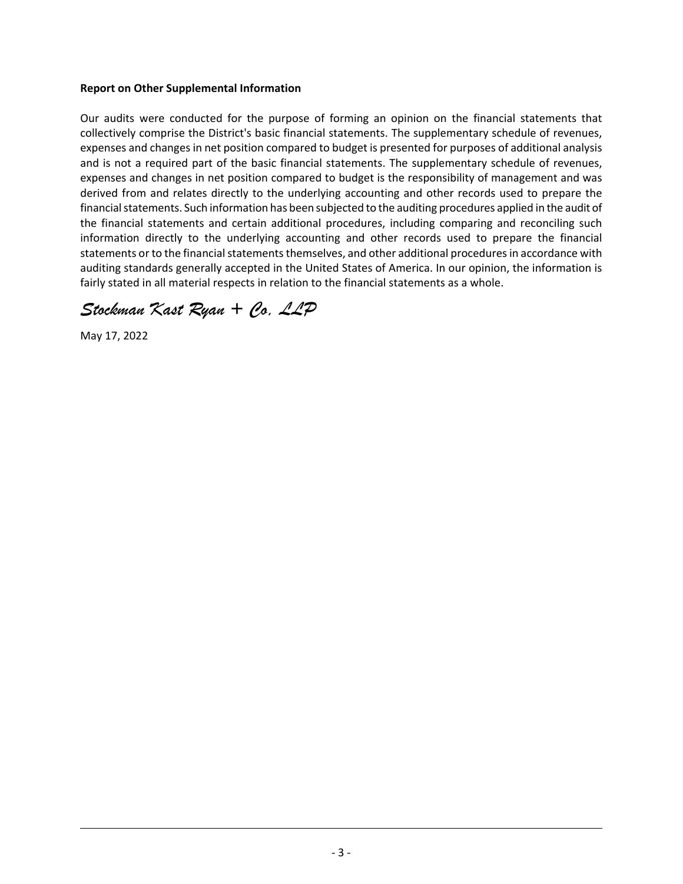**Report on Other Supplemental Information**

Our audits were conducted for the purpose of forming an opinion on the financial statements that collectively comprise the District's basic financial statements. The supplementary schedule of revenues, expenses and changes in net position compared to budget is presented for purposes of additional analysis and is not a required part of the basic financial statements. The supplementary schedule of revenues, expenses and changes in net position compared to budget is the responsibility of management and was derived from and relates directly to the underlying accounting and other records used to prepare the financial statements. Such information has been subjected to the auditing procedures applied in the audit of the financial statements and certain additional procedures, including comparing and reconciling such information directly to the underlying accounting and other records used to prepare the financial statements or to the financial statements themselves, and other additional procedures in accordance with auditing standards generally accepted in the United States of America. In our opinion, the information is fairly stated in all material respects in relation to the financial statements as a whole.

*Stockman Kast Ryan + Co, LLP*

May 17, 2022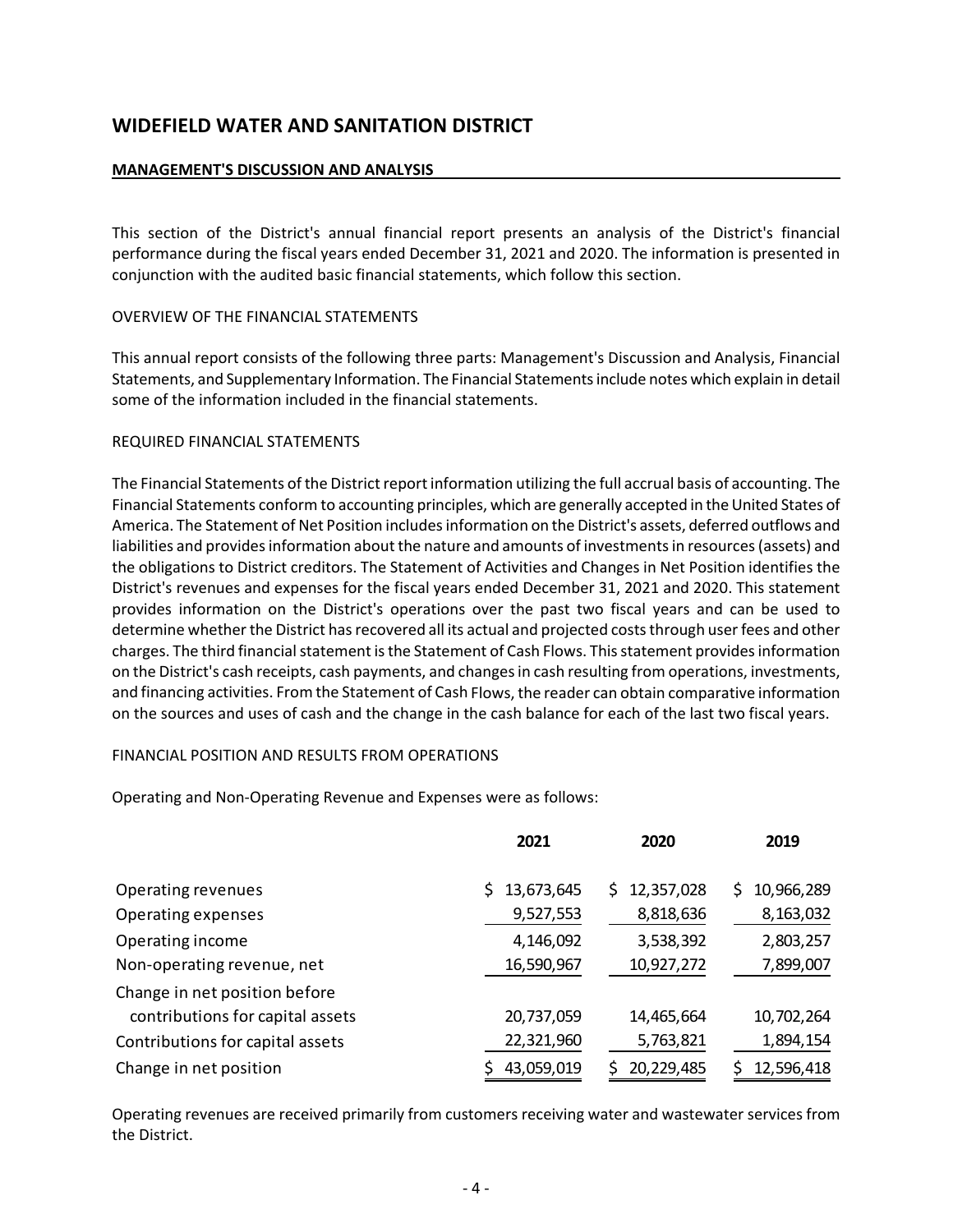# WIDEFIELD WATER AND SANITATION DISTRICT

**MANAGEMENT'S DISCUSSION AND ANALYSIS**

This section of the District's annual financial report presents an analysis of the District's financial performance during the fiscal years ended December 31, 2021 and 2020. The information is presented in conjunction with the audited basic financial statements, which follow this section.

OVERVIEW OF THE FINANCIAL STATEMENTS

This annual report consists of the following three parts: Management's Discussion and Analysis, Financial Statements, and Supplementary Information. The Financial Statements include notes which explain in detail some of the information included in the financial statements.

REQUIRED FINANCIAL STATEMENTS

The Financial Statements of the District report information utilizing the full accrual basis of accounting. The Financial Statements conform to accounting principles, which are generally accepted in the United States of America. The Statement of Net Position includes information on the District's assets, deferred outflows and liabilities and provides information about the nature and amounts of investments in resources (assets) and the obligations to District creditors. The Statement of Activities and Changes in Net Position identifies the District's revenues and expenses for the fiscal years ended December 31, 2021 and 2020. This statement provides information on the District's operations over the past two fiscal years and can be used to determine whether the District has recovered all its actual and projected costs through user fees and other charges. The third financial statement is the Statement of Cash Flows. This statement provides information on the District's cash receipts, cash payments, and changes in cash resulting from operations, investments, and financing activities. From the Statement of Cash Flows, the reader can obtain comparative information on the sources and uses of cash and the change in the cash balance for each of the last two fiscal years.

FINANCIAL POSITION AND RESULTS FROM OPERATIONS

Operating and Non-Operating Revenue and Expenses were as follows:

| | 2021 | 2020 | 2019 |
|---|---|---|---|
| Operating revenues | $ 13,673,645 | $ 12,357,028 | $ 10,966,289 |
| Operating expenses | 9,527,553 | 8,818,636 | 8,163,032 |
| Operating income | 4,146,092 | 3,538,392 | 2,803,257 |
| Non-operating revenue, net | 16,590,967 | 10,927,272 | 7,899,007 |
| Change in net position before contributions for capital assets | 20,737,059 | 14,465,664 | 10,702,264 |
| Contributions for capital assets | 22,321,960 | 5,763,821 | 1,894,154 |
| Change in net position | $ 43,059,019 | $ 20,229,485 | $ 12,596,418 |

Operating revenues are received primarily from customers receiving water and wastewater services from the District.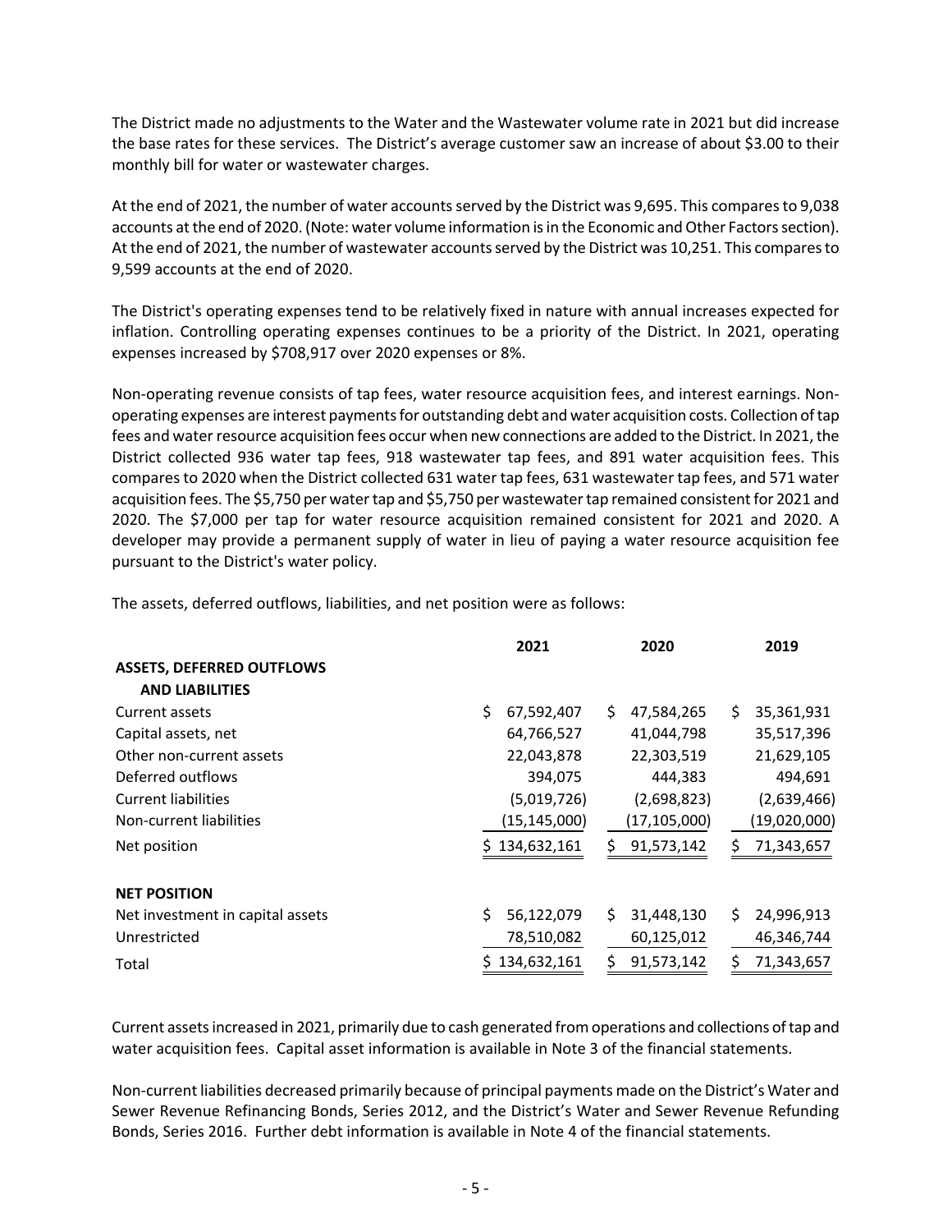The District made no adjustments to the Water and the Wastewater volume rate in 2021 but did increase the base rates for these services. The District's average customer saw an increase of about $3.00 to their monthly bill for water or wastewater charges.

At the end of 2021, the number of water accounts served by the District was 9,695. This compares to 9,038 accounts at the end of 2020. (Note: water volume information is in the Economic and Other Factors section). At the end of 2021, the number of wastewater accounts served by the District was 10,251. This compares to 9,599 accounts at the end of 2020.

The District's operating expenses tend to be relatively fixed in nature with annual increases expected for inflation. Controlling operating expenses continues to be a priority of the District. In 2021, operating expenses increased by $708,917 over 2020 expenses or 8%.

Non-operating revenue consists of tap fees, water resource acquisition fees, and interest earnings. Non-operating expenses are interest payments for outstanding debt and water acquisition costs. Collection of tap fees and water resource acquisition fees occur when new connections are added to the District. In 2021, the District collected 936 water tap fees, 918 wastewater tap fees, and 891 water acquisition fees. This compares to 2020 when the District collected 631 water tap fees, 631 wastewater tap fees, and 571 water acquisition fees. The $5,750 per water tap and $5,750 per wastewater tap remained consistent for 2021 and 2020. The $7,000 per tap for water resource acquisition remained consistent for 2021 and 2020. A developer may provide a permanent supply of water in lieu of paying a water resource acquisition fee pursuant to the District's water policy.

The assets, deferred outflows, liabilities, and net position were as follows:

| | 2021 | 2020 | 2019 |
|---|---|---|---|
| **ASSETS, DEFERRED OUTFLOWS AND LIABILITIES** | | | |
| Current assets | $ 67,592,407 | $ 47,584,265 | $ 35,361,931 |
| Capital assets, net | 64,766,527 | 41,044,798 | 35,517,396 |
| Other non-current assets | 22,043,878 | 22,303,519 | 21,629,105 |
| Deferred outflows | 394,075 | 444,383 | 494,691 |
| Current liabilities | (5,019,726) | (2,698,823) | (2,639,466) |
| Non-current liabilities | (15,145,000) | (17,105,000) | (19,020,000) |
| Net position | $ 134,632,161 | $ 91,573,142 | $ 71,343,657 |
| **NET POSITION** | | | |
| Net investment in capital assets | $ 56,122,079 | $ 31,448,130 | $ 24,996,913 |
| Unrestricted | 78,510,082 | 60,125,012 | 46,346,744 |
| Total | $ 134,632,161 | $ 91,573,142 | $ 71,343,657 |

Current assets increased in 2021, primarily due to cash generated from operations and collections of tap and water acquisition fees. Capital asset information is available in Note 3 of the financial statements.

Non-current liabilities decreased primarily because of principal payments made on the District's Water and Sewer Revenue Refinancing Bonds, Series 2012, and the District's Water and Sewer Revenue Refunding Bonds, Series 2016. Further debt information is available in Note 4 of the financial statements.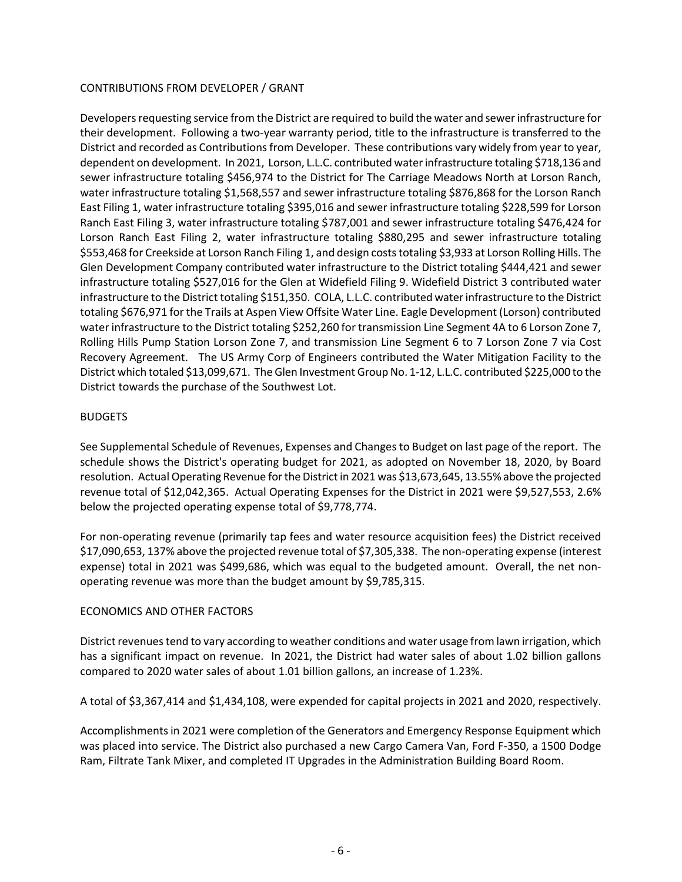## CONTRIBUTIONS FROM DEVELOPER / GRANT

Developers requesting service from the District are required to build the water and sewer infrastructure for their development. Following a two-year warranty period, title to the infrastructure is transferred to the District and recorded as Contributions from Developer. These contributions vary widely from year to year, dependent on development. In 2021, Lorson, L.L.C. contributed water infrastructure totaling $718,136 and sewer infrastructure totaling $456,974 to the District for The Carriage Meadows North at Lorson Ranch, water infrastructure totaling $1,568,557 and sewer infrastructure totaling $876,868 for the Lorson Ranch East Filing 1, water infrastructure totaling $395,016 and sewer infrastructure totaling $228,599 for Lorson Ranch East Filing 3, water infrastructure totaling $787,001 and sewer infrastructure totaling $476,424 for Lorson Ranch East Filing 2, water infrastructure totaling $880,295 and sewer infrastructure totaling $553,468 for Creekside at Lorson Ranch Filing 1, and design costs totaling $3,933 at Lorson Rolling Hills. The Glen Development Company contributed water infrastructure to the District totaling $444,421 and sewer infrastructure totaling $527,016 for the Glen at Widefield Filing 9. Widefield District 3 contributed water infrastructure to the District totaling $151,350. COLA, L.L.C. contributed water infrastructure to the District totaling $676,971 for the Trails at Aspen View Offsite Water Line. Eagle Development (Lorson) contributed water infrastructure to the District totaling $252,260 for transmission Line Segment 4A to 6 Lorson Zone 7, Rolling Hills Pump Station Lorson Zone 7, and transmission Line Segment 6 to 7 Lorson Zone 7 via Cost Recovery Agreement. The US Army Corp of Engineers contributed the Water Mitigation Facility to the District which totaled $13,099,671. The Glen Investment Group No. 1-12, L.L.C. contributed $225,000 to the District towards the purchase of the Southwest Lot.

## BUDGETS

See Supplemental Schedule of Revenues, Expenses and Changes to Budget on last page of the report. The schedule shows the District's operating budget for 2021, as adopted on November 18, 2020, by Board resolution. Actual Operating Revenue for the District in 2021 was $13,673,645, 13.55% above the projected revenue total of $12,042,365. Actual Operating Expenses for the District in 2021 were $9,527,553, 2.6% below the projected operating expense total of $9,778,774.

For non-operating revenue (primarily tap fees and water resource acquisition fees) the District received $17,090,653, 137% above the projected revenue total of $7,305,338. The non-operating expense (interest expense) total in 2021 was $499,686, which was equal to the budgeted amount. Overall, the net non-operating revenue was more than the budget amount by $9,785,315.

## ECONOMICS AND OTHER FACTORS

District revenues tend to vary according to weather conditions and water usage from lawn irrigation, which has a significant impact on revenue. In 2021, the District had water sales of about 1.02 billion gallons compared to 2020 water sales of about 1.01 billion gallons, an increase of 1.23%.

A total of $3,367,414 and $1,434,108, were expended for capital projects in 2021 and 2020, respectively.

Accomplishments in 2021 were completion of the Generators and Emergency Response Equipment which was placed into service. The District also purchased a new Cargo Camera Van, Ford F-350, a 1500 Dodge Ram, Filtrate Tank Mixer, and completed IT Upgrades in the Administration Building Board Room.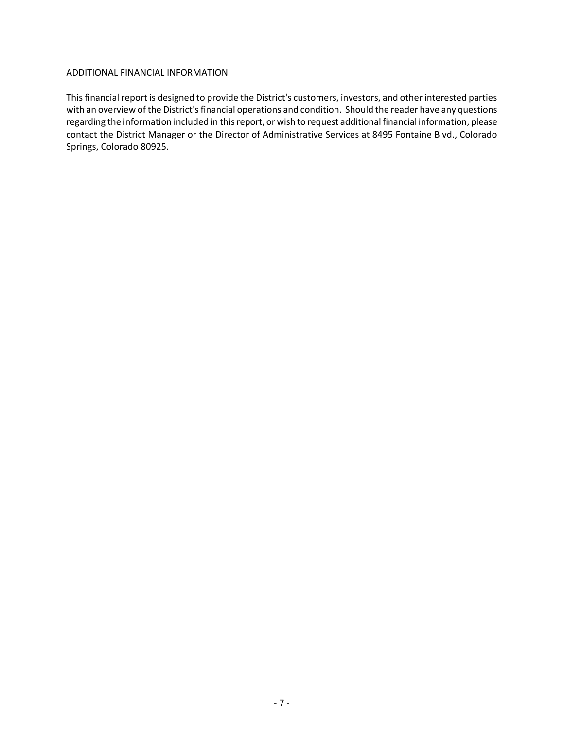## ADDITIONAL FINANCIAL INFORMATION

This financial report is designed to provide the District's customers, investors, and other interested parties with an overview of the District's financial operations and condition. Should the reader have any questions regarding the information included in this report, or wish to request additional financial information, please contact the District Manager or the Director of Administrative Services at 8495 Fontaine Blvd., Colorado Springs, Colorado 80925.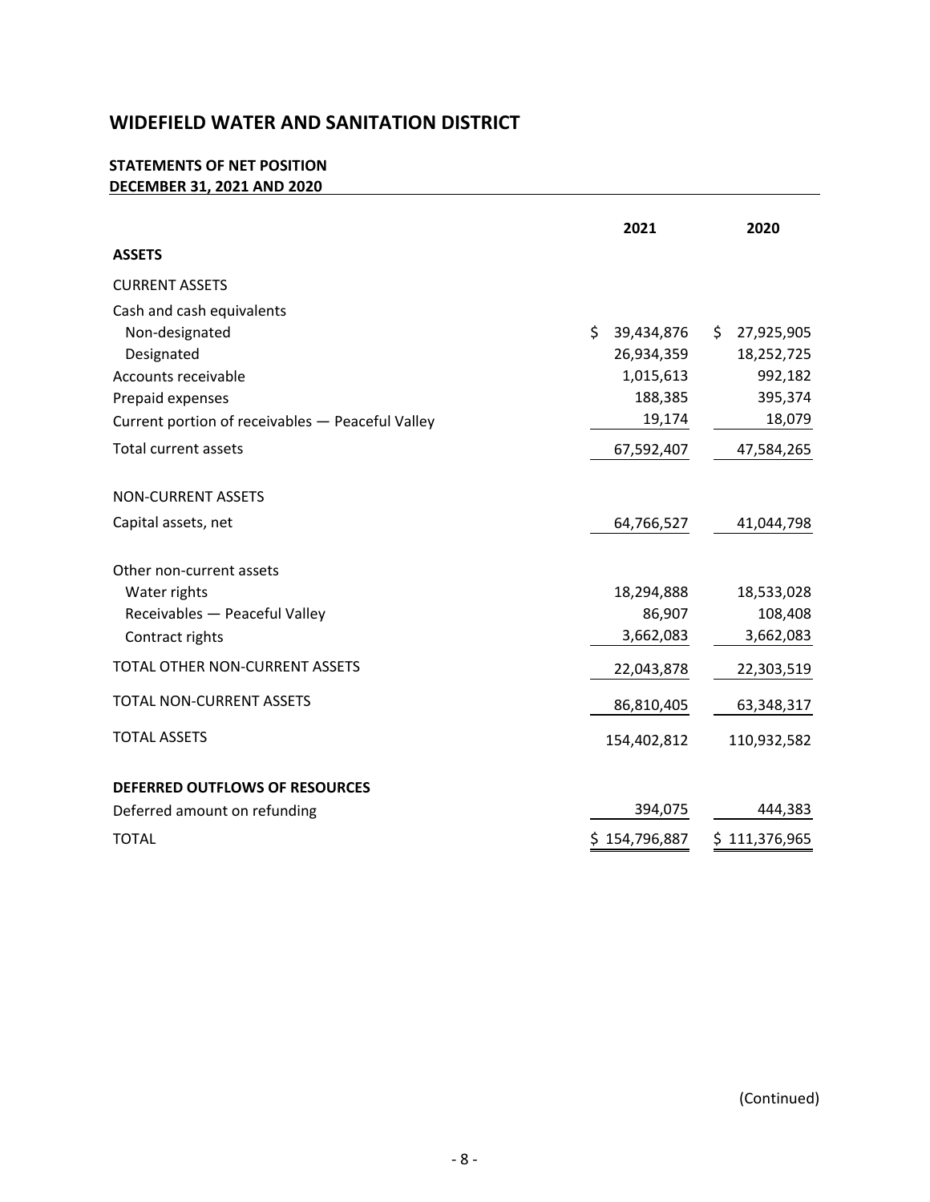# WIDEFIELD WATER AND SANITATION DISTRICT

## STATEMENTS OF NET POSITION
## DECEMBER 31, 2021 AND 2020

| | 2021 | 2020 |
|---|---|---|
| **ASSETS** | | |
| CURRENT ASSETS | | |
| Cash and cash equivalents | | |
| Non-designated | $ 39,434,876 | $ 27,925,905 |
| Designated | 26,934,359 | 18,252,725 |
| Accounts receivable | 1,015,613 | 992,182 |
| Prepaid expenses | 188,385 | 395,374 |
| Current portion of receivables — Peaceful Valley | 19,174 | 18,079 |
| Total current assets | 67,592,407 | 47,584,265 |
| NON-CURRENT ASSETS | | |
| Capital assets, net | 64,766,527 | 41,044,798 |
| Other non-current assets | | |
| Water rights | 18,294,888 | 18,533,028 |
| Receivables — Peaceful Valley | 86,907 | 108,408 |
| Contract rights | 3,662,083 | 3,662,083 |
| TOTAL OTHER NON-CURRENT ASSETS | 22,043,878 | 22,303,519 |
| TOTAL NON-CURRENT ASSETS | 86,810,405 | 63,348,317 |
| TOTAL ASSETS | 154,402,812 | 110,932,582 |
| **DEFERRED OUTFLOWS OF RESOURCES** | | |
| Deferred amount on refunding | 394,075 | 444,383 |
| TOTAL | $ 154,796,887 | $ 111,376,965 |

(Continued)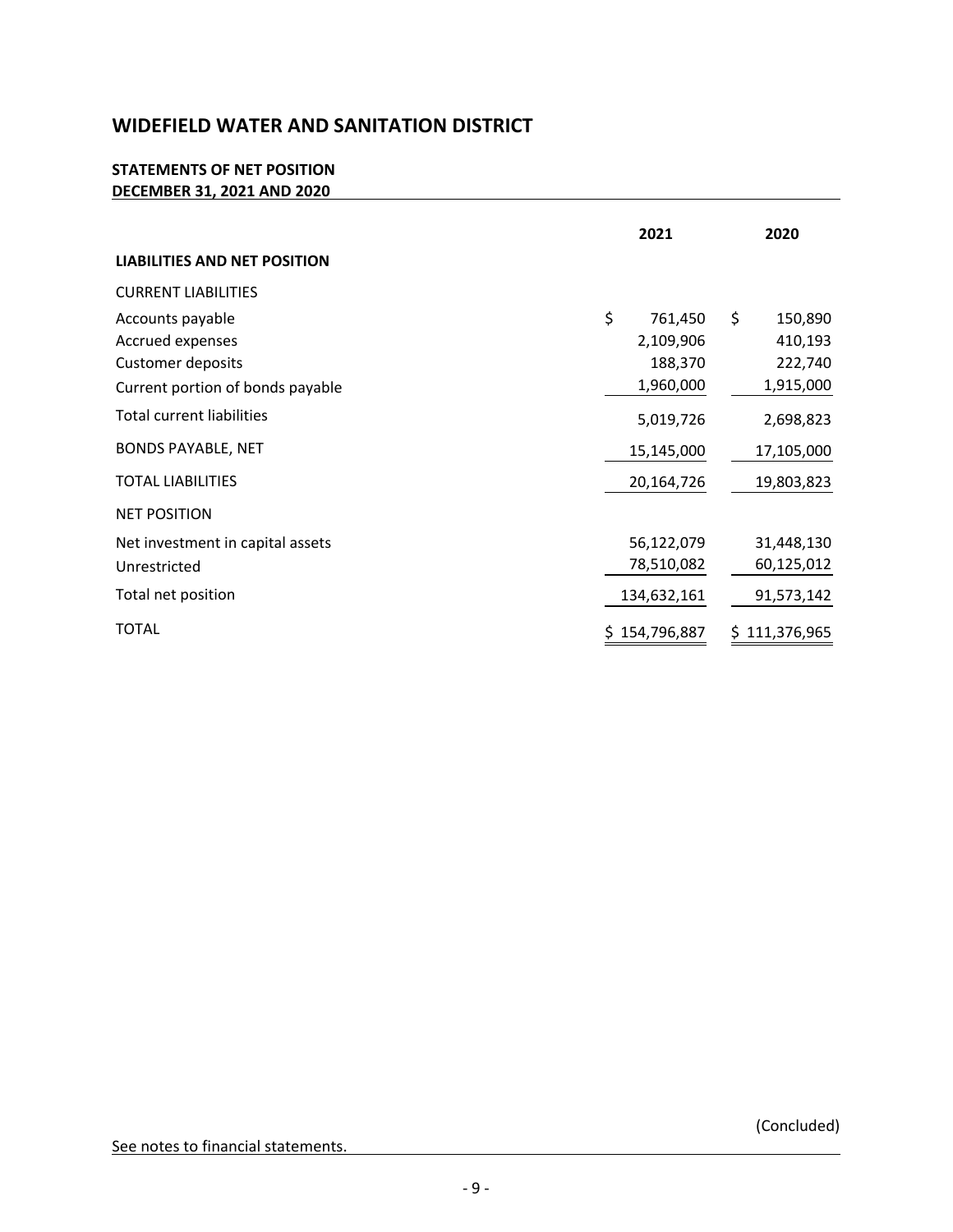# WIDEFIELD WATER AND SANITATION DISTRICT

**STATEMENTS OF NET POSITION**
**DECEMBER 31, 2021 AND 2020**

| | 2021 | 2020 |
|---|---|---|
| **LIABILITIES AND NET POSITION** | | |
| CURRENT LIABILITIES | | |
| Accounts payable | $ 761,450 | $ 150,890 |
| Accrued expenses | 2,109,906 | 410,193 |
| Customer deposits | 188,370 | 222,740 |
| Current portion of bonds payable | 1,960,000 | 1,915,000 |
| Total current liabilities | 5,019,726 | 2,698,823 |
| BONDS PAYABLE, NET | 15,145,000 | 17,105,000 |
| TOTAL LIABILITIES | 20,164,726 | 19,803,823 |
| NET POSITION | | |
| Net investment in capital assets | 56,122,079 | 31,448,130 |
| Unrestricted | 78,510,082 | 60,125,012 |
| Total net position | 134,632,161 | 91,573,142 |
| TOTAL | $ 154,796,887 | $ 111,376,965 |

(Concluded)

See notes to financial statements.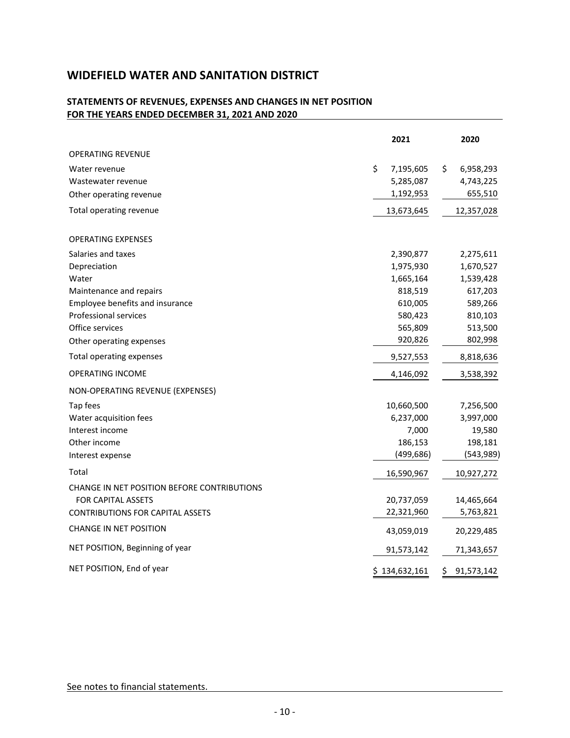# WIDEFIELD WATER AND SANITATION DISTRICT

## STATEMENTS OF REVENUES, EXPENSES AND CHANGES IN NET POSITION FOR THE YEARS ENDED DECEMBER 31, 2021 AND 2020

| | 2021 | 2020 |
|---|---|---|
| OPERATING REVENUE | | |
| Water revenue | $ 7,195,605 | $ 6,958,293 |
| Wastewater revenue | 5,285,087 | 4,743,225 |
| Other operating revenue | 1,192,953 | 655,510 |
| Total operating revenue | 13,673,645 | 12,357,028 |
| OPERATING EXPENSES | | |
| Salaries and taxes | 2,390,877 | 2,275,611 |
| Depreciation | 1,975,930 | 1,670,527 |
| Water | 1,665,164 | 1,539,428 |
| Maintenance and repairs | 818,519 | 617,203 |
| Employee benefits and insurance | 610,005 | 589,266 |
| Professional services | 580,423 | 810,103 |
| Office services | 565,809 | 513,500 |
| Other operating expenses | 920,826 | 802,998 |
| Total operating expenses | 9,527,553 | 8,818,636 |
| OPERATING INCOME | 4,146,092 | 3,538,392 |
| NON-OPERATING REVENUE (EXPENSES) | | |
| Tap fees | 10,660,500 | 7,256,500 |
| Water acquisition fees | 6,237,000 | 3,997,000 |
| Interest income | 7,000 | 19,580 |
| Other income | 186,153 | 198,181 |
| Interest expense | (499,686) | (543,989) |
| Total | 16,590,967 | 10,927,272 |
| CHANGE IN NET POSITION BEFORE CONTRIBUTIONS FOR CAPITAL ASSETS | 20,737,059 | 14,465,664 |
| CONTRIBUTIONS FOR CAPITAL ASSETS | 22,321,960 | 5,763,821 |
| CHANGE IN NET POSITION | 43,059,019 | 20,229,485 |
| NET POSITION, Beginning of year | 91,573,142 | 71,343,657 |
| NET POSITION, End of year | $ 134,632,161 | $ 91,573,142 |

See notes to financial statements.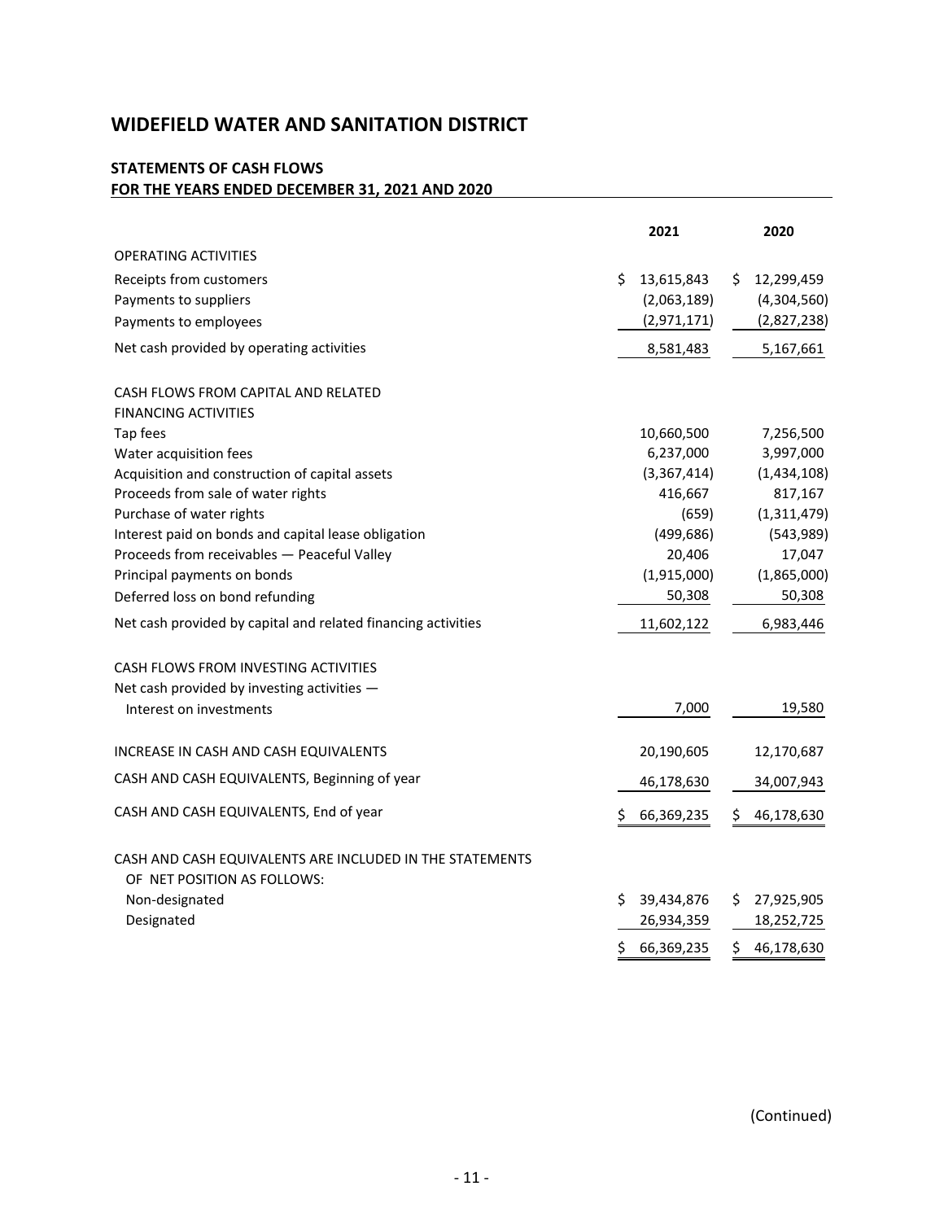# WIDEFIELD WATER AND SANITATION DISTRICT

## STATEMENTS OF CASH FLOWS
## FOR THE YEARS ENDED DECEMBER 31, 2021 AND 2020

| | 2021 | 2020 |
|---|---|---|
| OPERATING ACTIVITIES | | |
| Receipts from customers | $ 13,615,843 | $ 12,299,459 |
| Payments to suppliers | (2,063,189) | (4,304,560) |
| Payments to employees | (2,971,171) | (2,827,238) |
| Net cash provided by operating activities | 8,581,483 | 5,167,661 |
| | | |
| CASH FLOWS FROM CAPITAL AND RELATED FINANCING ACTIVITIES | | |
| Tap fees | 10,660,500 | 7,256,500 |
| Water acquisition fees | 6,237,000 | 3,997,000 |
| Acquisition and construction of capital assets | (3,367,414) | (1,434,108) |
| Proceeds from sale of water rights | 416,667 | 817,167 |
| Purchase of water rights | (659) | (1,311,479) |
| Interest paid on bonds and capital lease obligation | (499,686) | (543,989) |
| Proceeds from receivables — Peaceful Valley | 20,406 | 17,047 |
| Principal payments on bonds | (1,915,000) | (1,865,000) |
| Deferred loss on bond refunding | 50,308 | 50,308 |
| Net cash provided by capital and related financing activities | 11,602,122 | 6,983,446 |
| | | |
| CASH FLOWS FROM INVESTING ACTIVITIES | | |
| Net cash provided by investing activities — Interest on investments | 7,000 | 19,580 |
| | | |
| INCREASE IN CASH AND CASH EQUIVALENTS | 20,190,605 | 12,170,687 |
| CASH AND CASH EQUIVALENTS, Beginning of year | 46,178,630 | 34,007,943 |
| CASH AND CASH EQUIVALENTS, End of year | $ 66,369,235 | $ 46,178,630 |
| | | |
| CASH AND CASH EQUIVALENTS ARE INCLUDED IN THE STATEMENTS OF NET POSITION AS FOLLOWS: | | |
| Non-designated | $ 39,434,876 | $ 27,925,905 |
| Designated | 26,934,359 | 18,252,725 |
| | $ 66,369,235 | $ 46,178,630 |

(Continued)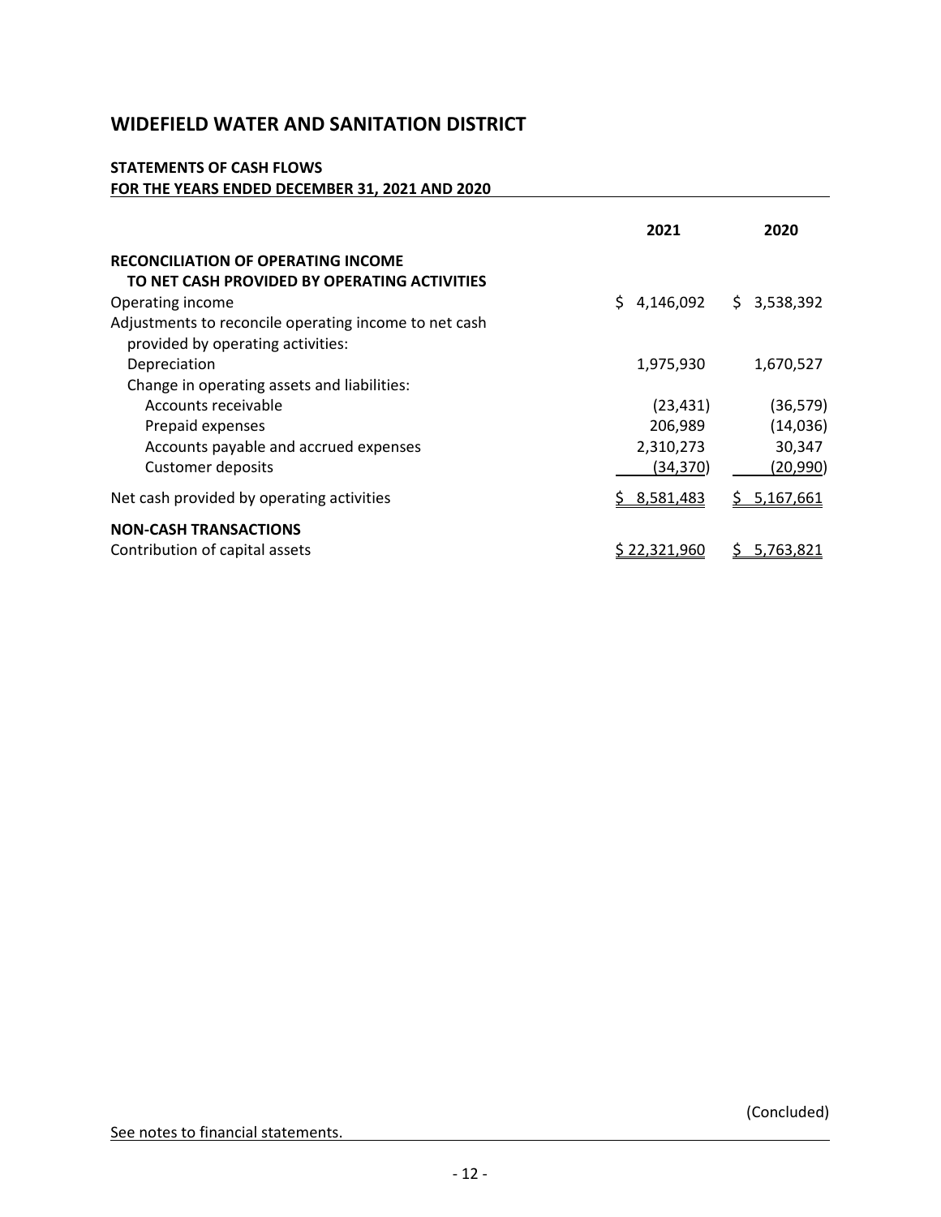# WIDEFIELD WATER AND SANITATION DISTRICT

**STATEMENTS OF CASH FLOWS**
**FOR THE YEARS ENDED DECEMBER 31, 2021 AND 2020**

| | 2021 | 2020 |
|---|---|---|
| **RECONCILIATION OF OPERATING INCOME TO NET CASH PROVIDED BY OPERATING ACTIVITIES** | | |
| Operating income | $ 4,146,092 | $ 3,538,392 |
| Adjustments to reconcile operating income to net cash provided by operating activities: | | |
| Depreciation | 1,975,930 | 1,670,527 |
| Change in operating assets and liabilities: | | |
| Accounts receivable | (23,431) | (36,579) |
| Prepaid expenses | 206,989 | (14,036) |
| Accounts payable and accrued expenses | 2,310,273 | 30,347 |
| Customer deposits | (34,370) | (20,990) |
| Net cash provided by operating activities | $ 8,581,483 | $ 5,167,661 |
| **NON-CASH TRANSACTIONS** | | |
| Contribution of capital assets | $ 22,321,960 | $ 5,763,821 |

(Concluded)

See notes to financial statements.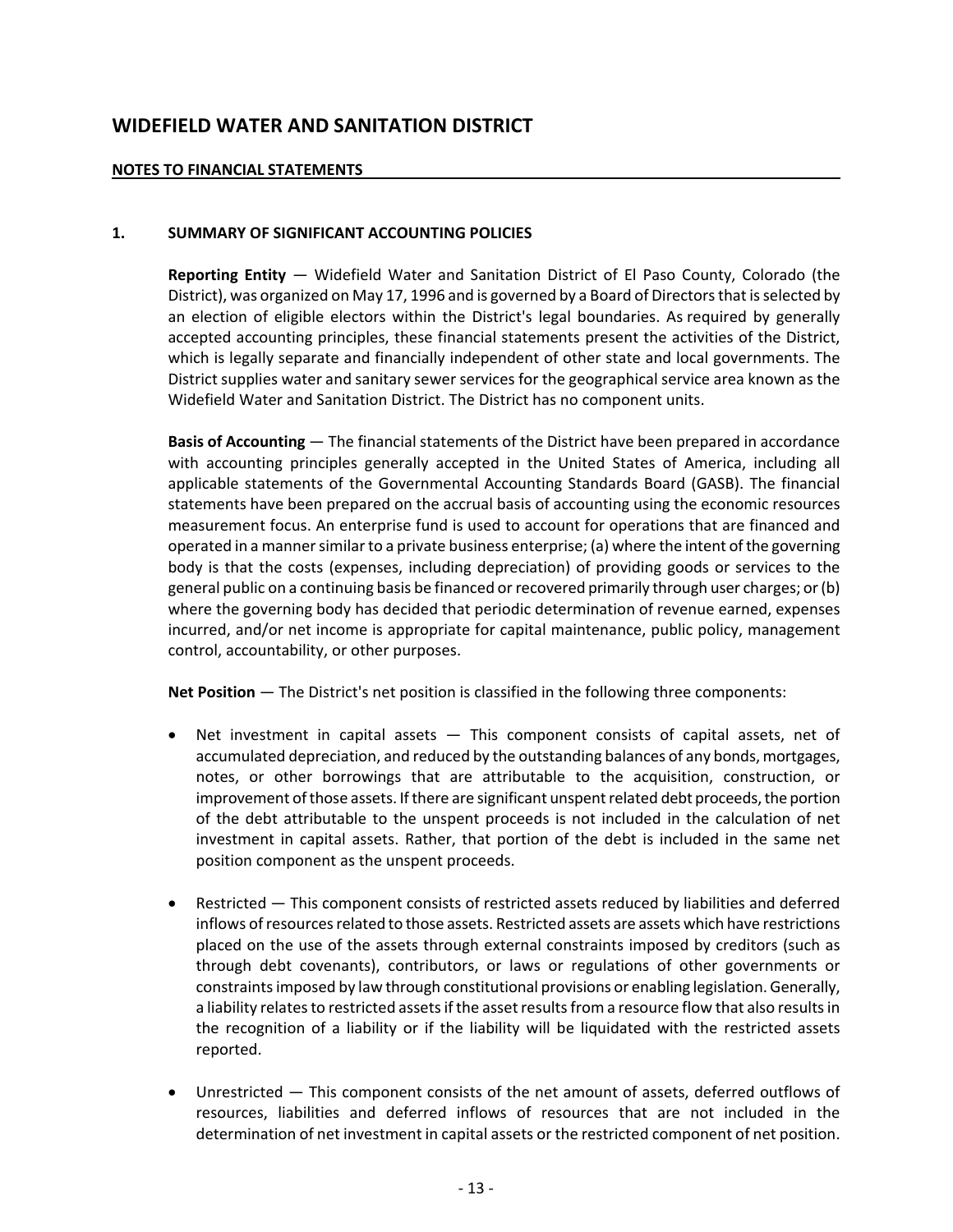# WIDEFIELD WATER AND SANITATION DISTRICT

**NOTES TO FINANCIAL STATEMENTS**

## 1. SUMMARY OF SIGNIFICANT ACCOUNTING POLICIES

**Reporting Entity** — Widefield Water and Sanitation District of El Paso County, Colorado (the District), was organized on May 17, 1996 and is governed by a Board of Directors that is selected by an election of eligible electors within the District's legal boundaries. As required by generally accepted accounting principles, these financial statements present the activities of the District, which is legally separate and financially independent of other state and local governments. The District supplies water and sanitary sewer services for the geographical service area known as the Widefield Water and Sanitation District. The District has no component units.

**Basis of Accounting** — The financial statements of the District have been prepared in accordance with accounting principles generally accepted in the United States of America, including all applicable statements of the Governmental Accounting Standards Board (GASB). The financial statements have been prepared on the accrual basis of accounting using the economic resources measurement focus. An enterprise fund is used to account for operations that are financed and operated in a manner similar to a private business enterprise; (a) where the intent of the governing body is that the costs (expenses, including depreciation) of providing goods or services to the general public on a continuing basis be financed or recovered primarily through user charges; or (b) where the governing body has decided that periodic determination of revenue earned, expenses incurred, and/or net income is appropriate for capital maintenance, public policy, management control, accountability, or other purposes.

**Net Position** — The District's net position is classified in the following three components:

- Net investment in capital assets — This component consists of capital assets, net of accumulated depreciation, and reduced by the outstanding balances of any bonds, mortgages, notes, or other borrowings that are attributable to the acquisition, construction, or improvement of those assets. If there are significant unspent related debt proceeds, the portion of the debt attributable to the unspent proceeds is not included in the calculation of net investment in capital assets. Rather, that portion of the debt is included in the same net position component as the unspent proceeds.

- Restricted — This component consists of restricted assets reduced by liabilities and deferred inflows of resources related to those assets. Restricted assets are assets which have restrictions placed on the use of the assets through external constraints imposed by creditors (such as through debt covenants), contributors, or laws or regulations of other governments or constraints imposed by law through constitutional provisions or enabling legislation. Generally, a liability relates to restricted assets if the asset results from a resource flow that also results in the recognition of a liability or if the liability will be liquidated with the restricted assets reported.

- Unrestricted — This component consists of the net amount of assets, deferred outflows of resources, liabilities and deferred inflows of resources that are not included in the determination of net investment in capital assets or the restricted component of net position.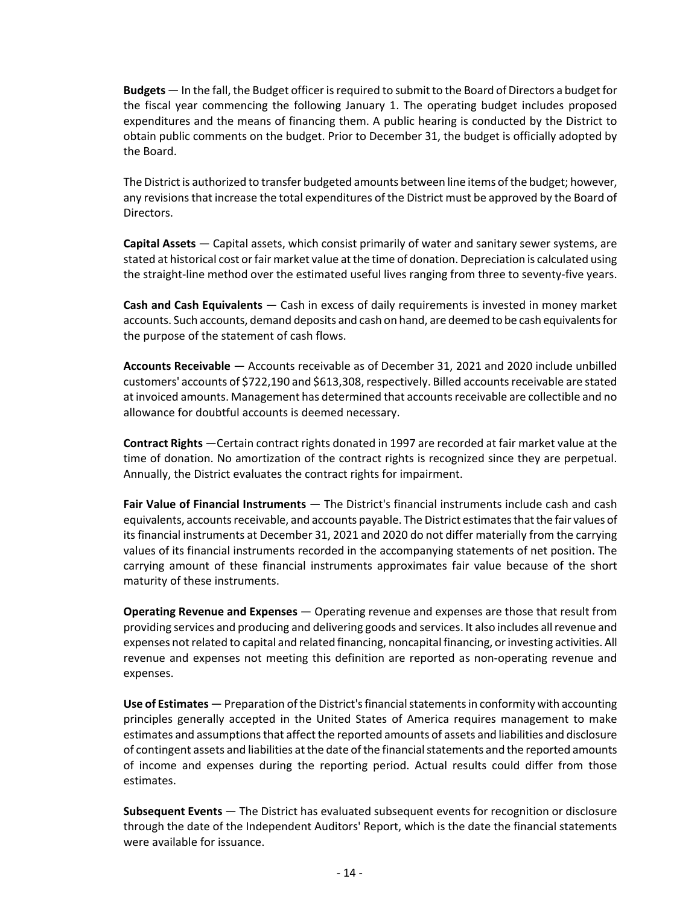**Budgets** — In the fall, the Budget officer is required to submit to the Board of Directors a budget for the fiscal year commencing the following January 1. The operating budget includes proposed expenditures and the means of financing them. A public hearing is conducted by the District to obtain public comments on the budget. Prior to December 31, the budget is officially adopted by the Board.

The District is authorized to transfer budgeted amounts between line items of the budget; however, any revisions that increase the total expenditures of the District must be approved by the Board of Directors.

**Capital Assets** — Capital assets, which consist primarily of water and sanitary sewer systems, are stated at historical cost or fair market value at the time of donation. Depreciation is calculated using the straight-line method over the estimated useful lives ranging from three to seventy-five years.

**Cash and Cash Equivalents** — Cash in excess of daily requirements is invested in money market accounts. Such accounts, demand deposits and cash on hand, are deemed to be cash equivalents for the purpose of the statement of cash flows.

**Accounts Receivable** — Accounts receivable as of December 31, 2021 and 2020 include unbilled customers' accounts of $722,190 and $613,308, respectively. Billed accounts receivable are stated at invoiced amounts. Management has determined that accounts receivable are collectible and no allowance for doubtful accounts is deemed necessary.

**Contract Rights** —Certain contract rights donated in 1997 are recorded at fair market value at the time of donation. No amortization of the contract rights is recognized since they are perpetual. Annually, the District evaluates the contract rights for impairment.

**Fair Value of Financial Instruments** — The District's financial instruments include cash and cash equivalents, accounts receivable, and accounts payable. The District estimates that the fair values of its financial instruments at December 31, 2021 and 2020 do not differ materially from the carrying values of its financial instruments recorded in the accompanying statements of net position. The carrying amount of these financial instruments approximates fair value because of the short maturity of these instruments.

**Operating Revenue and Expenses** — Operating revenue and expenses are those that result from providing services and producing and delivering goods and services. It also includes all revenue and expenses not related to capital and related financing, noncapital financing, or investing activities. All revenue and expenses not meeting this definition are reported as non-operating revenue and expenses.

**Use of Estimates** — Preparation of the District's financial statements in conformity with accounting principles generally accepted in the United States of America requires management to make estimates and assumptions that affect the reported amounts of assets and liabilities and disclosure of contingent assets and liabilities at the date of the financial statements and the reported amounts of income and expenses during the reporting period. Actual results could differ from those estimates.

**Subsequent Events** — The District has evaluated subsequent events for recognition or disclosure through the date of the Independent Auditors' Report, which is the date the financial statements were available for issuance.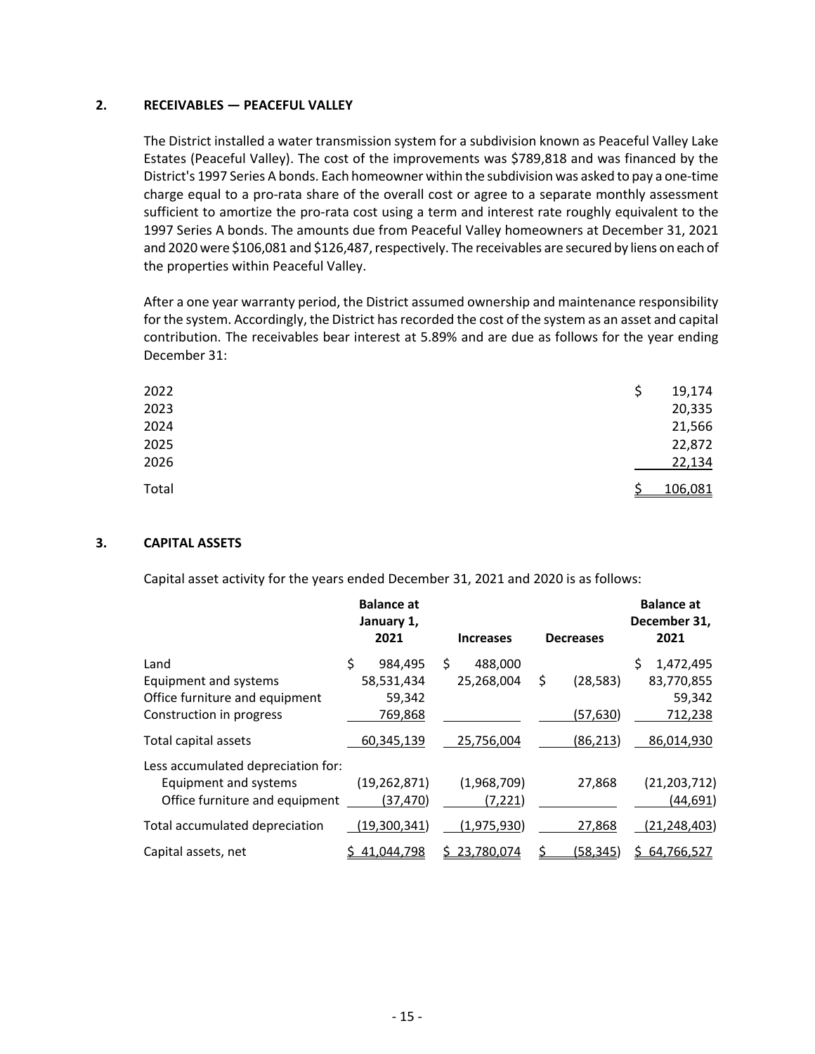## 2. RECEIVABLES — PEACEFUL VALLEY

The District installed a water transmission system for a subdivision known as Peaceful Valley Lake Estates (Peaceful Valley). The cost of the improvements was $789,818 and was financed by the District's 1997 Series A bonds. Each homeowner within the subdivision was asked to pay a one-time charge equal to a pro-rata share of the overall cost or agree to a separate monthly assessment sufficient to amortize the pro-rata cost using a term and interest rate roughly equivalent to the 1997 Series A bonds. The amounts due from Peaceful Valley homeowners at December 31, 2021 and 2020 were $106,081 and $126,487, respectively. The receivables are secured by liens on each of the properties within Peaceful Valley.

After a one year warranty period, the District assumed ownership and maintenance responsibility for the system. Accordingly, the District has recorded the cost of the system as an asset and capital contribution. The receivables bear interest at 5.89% and are due as follows for the year ending December 31:

| | |
|---|---|
| 2022 | $ 19,174 |
| 2023 | 20,335 |
| 2024 | 21,566 |
| 2025 | 22,872 |
| 2026 | 22,134 |
| Total | $ 106,081 |

## 3. CAPITAL ASSETS

Capital asset activity for the years ended December 31, 2021 and 2020 is as follows:

| | Balance at January 1, 2021 | Increases | Decreases | Balance at December 31, 2021 |
|---|---|---|---|---|
| Land | $ 984,495 | $ 488,000 | | $ 1,472,495 |
| Equipment and systems | 58,531,434 | 25,268,004 | $ (28,583) | 83,770,855 |
| Office furniture and equipment | 59,342 | | | 59,342 |
| Construction in progress | 769,868 | | (57,630) | 712,238 |
| Total capital assets | 60,345,139 | 25,756,004 | (86,213) | 86,014,930 |
| Less accumulated depreciation for: | | | | |
| Equipment and systems | (19,262,871) | (1,968,709) | 27,868 | (21,203,712) |
| Office furniture and equipment | (37,470) | (7,221) | | (44,691) |
| Total accumulated depreciation | (19,300,341) | (1,975,930) | 27,868 | (21,248,403) |
| Capital assets, net | $ 41,044,798 | $ 23,780,074 | $ (58,345) | $ 64,766,527 |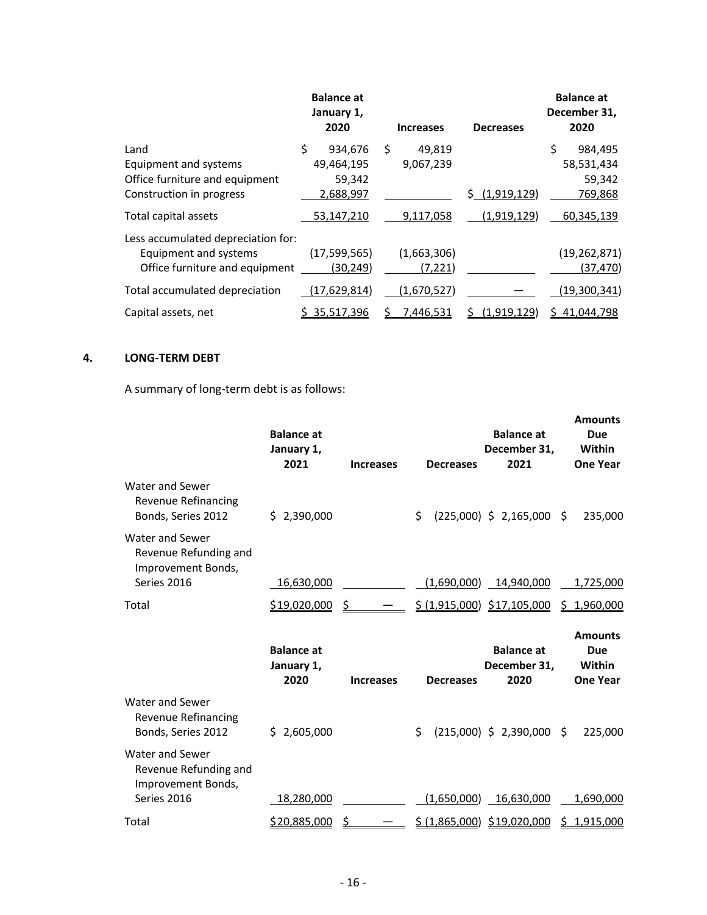|  | Balance at January 1, 2020 | Increases | Decreases | Balance at December 31, 2020 |
|---|---|---|---|---|
| Land | $ 934,676 | $ 49,819 |  | $ 984,495 |
| Equipment and systems | 49,464,195 | 9,067,239 |  | 58,531,434 |
| Office furniture and equipment | 59,342 |  |  | 59,342 |
| Construction in progress | 2,688,997 |  | $ (1,919,129) | 769,868 |
| Total capital assets | 53,147,210 | 9,117,058 | (1,919,129) | 60,345,139 |
| Less accumulated depreciation for: |  |  |  |  |
| Equipment and systems | (17,599,565) | (1,663,306) |  | (19,262,871) |
| Office furniture and equipment | (30,249) | (7,221) |  | (37,470) |
| Total accumulated depreciation | (17,629,814) | (1,670,527) | — | (19,300,341) |
| Capital assets, net | $ 35,517,396 | $ 7,446,531 | $ (1,919,129) | $ 41,044,798 |

## 4. LONG-TERM DEBT

A summary of long-term debt is as follows:

|  | Balance at January 1, 2021 | Increases | Decreases | Balance at December 31, 2021 | Amounts Due Within One Year |
|---|---|---|---|---|---|
| Water and Sewer Revenue Refinancing Bonds, Series 2012 | $ 2,390,000 |  | $ (225,000) | $ 2,165,000 | $ 235,000 |
| Water and Sewer Revenue Refunding and Improvement Bonds, Series 2016 | 16,630,000 |  | (1,690,000) | 14,940,000 | 1,725,000 |
| Total | $19,020,000 | $ — | $ (1,915,000) | $17,105,000 | $ 1,960,000 |

|  | Balance at January 1, 2020 | Increases | Decreases | Balance at December 31, 2020 | Amounts Due Within One Year |
|---|---|---|---|---|---|
| Water and Sewer Revenue Refinancing Bonds, Series 2012 | $ 2,605,000 |  | $ (215,000) | $ 2,390,000 | $ 225,000 |
| Water and Sewer Revenue Refunding and Improvement Bonds, Series 2016 | 18,280,000 |  | (1,650,000) | 16,630,000 | 1,690,000 |
| Total | $20,885,000 | $ — | $ (1,865,000) | $19,020,000 | $ 1,915,000 |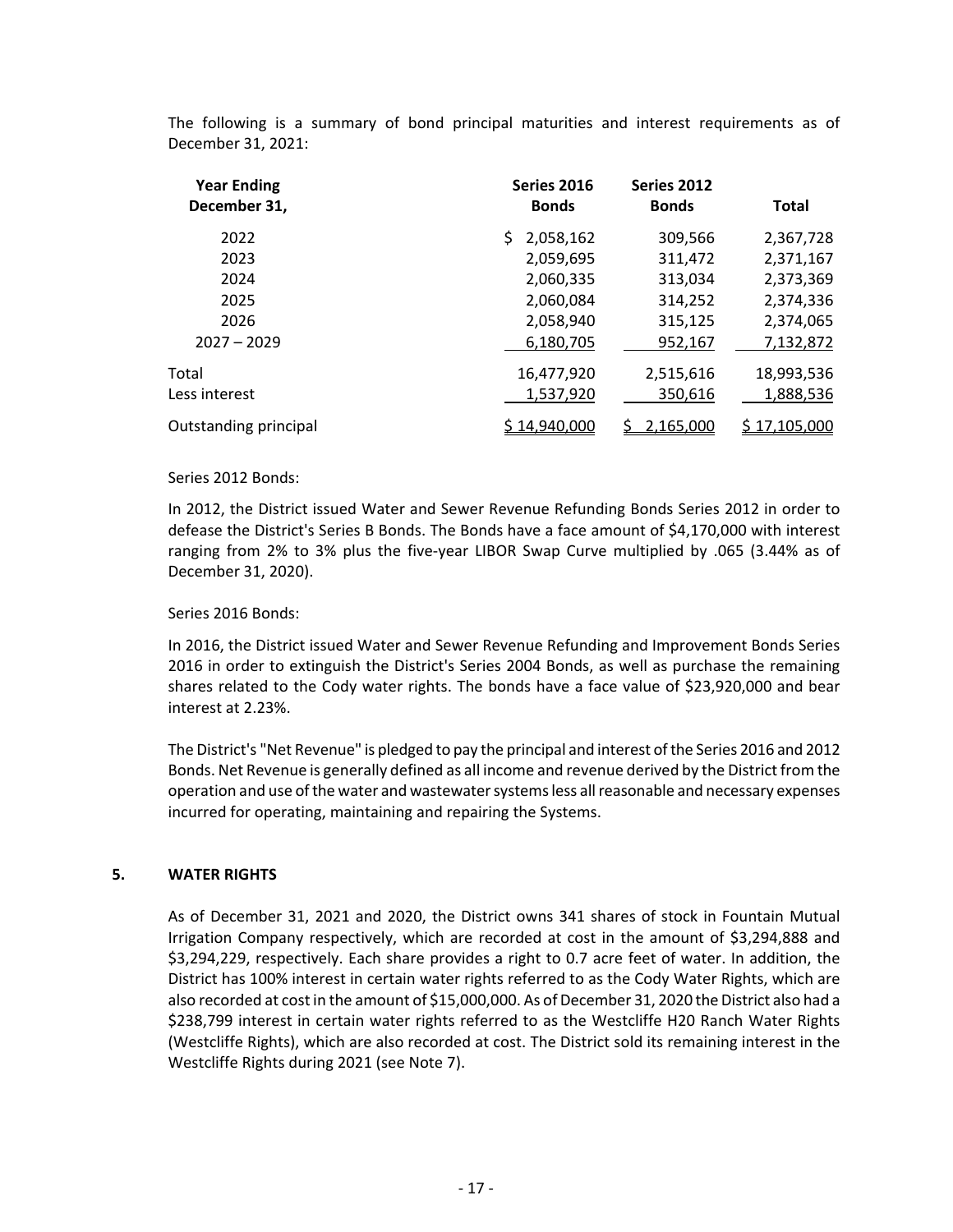The following is a summary of bond principal maturities and interest requirements as of December 31, 2021:

| Year Ending December 31, | Series 2016 Bonds | Series 2012 Bonds | Total |
|---|---|---|---|
| 2022 | $ 2,058,162 | 309,566 | 2,367,728 |
| 2023 | 2,059,695 | 311,472 | 2,371,167 |
| 2024 | 2,060,335 | 313,034 | 2,373,369 |
| 2025 | 2,060,084 | 314,252 | 2,374,336 |
| 2026 | 2,058,940 | 315,125 | 2,374,065 |
| 2027 – 2029 | 6,180,705 | 952,167 | 7,132,872 |
| Total | 16,477,920 | 2,515,616 | 18,993,536 |
| Less interest | 1,537,920 | 350,616 | 1,888,536 |
| Outstanding principal | $ 14,940,000 | $ 2,165,000 | $ 17,105,000 |

Series 2012 Bonds:

In 2012, the District issued Water and Sewer Revenue Refunding Bonds Series 2012 in order to defease the District's Series B Bonds. The Bonds have a face amount of $4,170,000 with interest ranging from 2% to 3% plus the five-year LIBOR Swap Curve multiplied by .065 (3.44% as of December 31, 2020).

Series 2016 Bonds:

In 2016, the District issued Water and Sewer Revenue Refunding and Improvement Bonds Series 2016 in order to extinguish the District's Series 2004 Bonds, as well as purchase the remaining shares related to the Cody water rights. The bonds have a face value of $23,920,000 and bear interest at 2.23%.

The District's "Net Revenue" is pledged to pay the principal and interest of the Series 2016 and 2012 Bonds. Net Revenue is generally defined as all income and revenue derived by the District from the operation and use of the water and wastewater systems less all reasonable and necessary expenses incurred for operating, maintaining and repairing the Systems.

## 5. WATER RIGHTS

As of December 31, 2021 and 2020, the District owns 341 shares of stock in Fountain Mutual Irrigation Company respectively, which are recorded at cost in the amount of $3,294,888 and $3,294,229, respectively. Each share provides a right to 0.7 acre feet of water. In addition, the District has 100% interest in certain water rights referred to as the Cody Water Rights, which are also recorded at cost in the amount of $15,000,000. As of December 31, 2020 the District also had a $238,799 interest in certain water rights referred to as the Westcliffe H20 Ranch Water Rights (Westcliffe Rights), which are also recorded at cost. The District sold its remaining interest in the Westcliffe Rights during 2021 (see Note 7).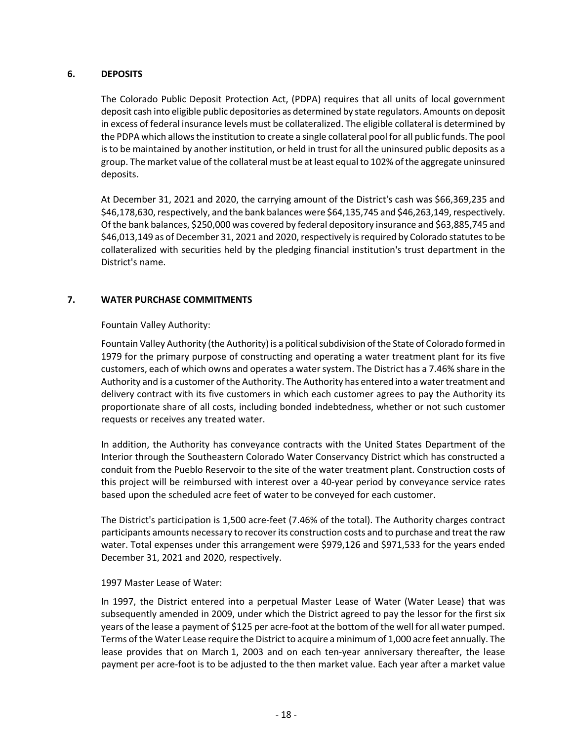## 6. DEPOSITS

The Colorado Public Deposit Protection Act, (PDPA) requires that all units of local government deposit cash into eligible public depositories as determined by state regulators. Amounts on deposit in excess of federal insurance levels must be collateralized. The eligible collateral is determined by the PDPA which allows the institution to create a single collateral pool for all public funds. The pool is to be maintained by another institution, or held in trust for all the uninsured public deposits as a group. The market value of the collateral must be at least equal to 102% of the aggregate uninsured deposits.

At December 31, 2021 and 2020, the carrying amount of the District's cash was $66,369,235 and $46,178,630, respectively, and the bank balances were $64,135,745 and $46,263,149, respectively. Of the bank balances, $250,000 was covered by federal depository insurance and $63,885,745 and $46,013,149 as of December 31, 2021 and 2020, respectively is required by Colorado statutes to be collateralized with securities held by the pledging financial institution's trust department in the District's name.

## 7. WATER PURCHASE COMMITMENTS

Fountain Valley Authority:

Fountain Valley Authority (the Authority) is a political subdivision of the State of Colorado formed in 1979 for the primary purpose of constructing and operating a water treatment plant for its five customers, each of which owns and operates a water system. The District has a 7.46% share in the Authority and is a customer of the Authority. The Authority has entered into a water treatment and delivery contract with its five customers in which each customer agrees to pay the Authority its proportionate share of all costs, including bonded indebtedness, whether or not such customer requests or receives any treated water.

In addition, the Authority has conveyance contracts with the United States Department of the Interior through the Southeastern Colorado Water Conservancy District which has constructed a conduit from the Pueblo Reservoir to the site of the water treatment plant. Construction costs of this project will be reimbursed with interest over a 40-year period by conveyance service rates based upon the scheduled acre feet of water to be conveyed for each customer.

The District's participation is 1,500 acre-feet (7.46% of the total). The Authority charges contract participants amounts necessary to recover its construction costs and to purchase and treat the raw water. Total expenses under this arrangement were $979,126 and $971,533 for the years ended December 31, 2021 and 2020, respectively.

1997 Master Lease of Water:

In 1997, the District entered into a perpetual Master Lease of Water (Water Lease) that was subsequently amended in 2009, under which the District agreed to pay the lessor for the first six years of the lease a payment of $125 per acre-foot at the bottom of the well for all water pumped. Terms of the Water Lease require the District to acquire a minimum of 1,000 acre feet annually. The lease provides that on March 1, 2003 and on each ten-year anniversary thereafter, the lease payment per acre-foot is to be adjusted to the then market value. Each year after a market value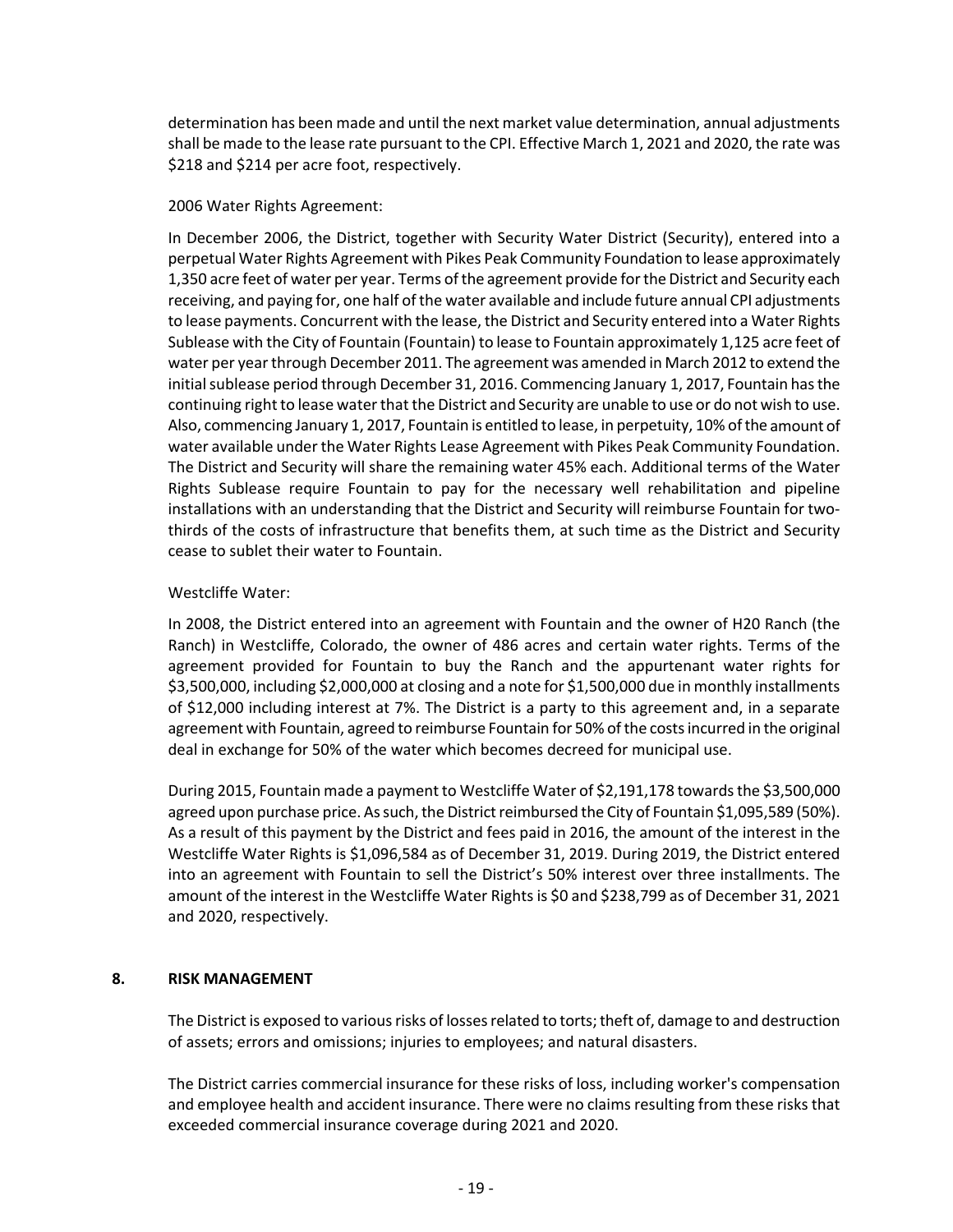determination has been made and until the next market value determination, annual adjustments shall be made to the lease rate pursuant to the CPI. Effective March 1, 2021 and 2020, the rate was $218 and $214 per acre foot, respectively.

2006 Water Rights Agreement:

In December 2006, the District, together with Security Water District (Security), entered into a perpetual Water Rights Agreement with Pikes Peak Community Foundation to lease approximately 1,350 acre feet of water per year. Terms of the agreement provide for the District and Security each receiving, and paying for, one half of the water available and include future annual CPI adjustments to lease payments. Concurrent with the lease, the District and Security entered into a Water Rights Sublease with the City of Fountain (Fountain) to lease to Fountain approximately 1,125 acre feet of water per year through December 2011. The agreement was amended in March 2012 to extend the initial sublease period through December 31, 2016. Commencing January 1, 2017, Fountain has the continuing right to lease water that the District and Security are unable to use or do not wish to use. Also, commencing January 1, 2017, Fountain is entitled to lease, in perpetuity, 10% of the amount of water available under the Water Rights Lease Agreement with Pikes Peak Community Foundation. The District and Security will share the remaining water 45% each. Additional terms of the Water Rights Sublease require Fountain to pay for the necessary well rehabilitation and pipeline installations with an understanding that the District and Security will reimburse Fountain for two-thirds of the costs of infrastructure that benefits them, at such time as the District and Security cease to sublet their water to Fountain.

Westcliffe Water:

In 2008, the District entered into an agreement with Fountain and the owner of H20 Ranch (the Ranch) in Westcliffe, Colorado, the owner of 486 acres and certain water rights. Terms of the agreement provided for Fountain to buy the Ranch and the appurtenant water rights for $3,500,000, including $2,000,000 at closing and a note for $1,500,000 due in monthly installments of $12,000 including interest at 7%. The District is a party to this agreement and, in a separate agreement with Fountain, agreed to reimburse Fountain for 50% of the costs incurred in the original deal in exchange for 50% of the water which becomes decreed for municipal use.

During 2015, Fountain made a payment to Westcliffe Water of $2,191,178 towards the $3,500,000 agreed upon purchase price. As such, the District reimbursed the City of Fountain $1,095,589 (50%). As a result of this payment by the District and fees paid in 2016, the amount of the interest in the Westcliffe Water Rights is $1,096,584 as of December 31, 2019. During 2019, the District entered into an agreement with Fountain to sell the District's 50% interest over three installments. The amount of the interest in the Westcliffe Water Rights is $0 and $238,799 as of December 31, 2021 and 2020, respectively.

## 8. RISK MANAGEMENT

The District is exposed to various risks of losses related to torts; theft of, damage to and destruction of assets; errors and omissions; injuries to employees; and natural disasters.

The District carries commercial insurance for these risks of loss, including worker's compensation and employee health and accident insurance. There were no claims resulting from these risks that exceeded commercial insurance coverage during 2021 and 2020.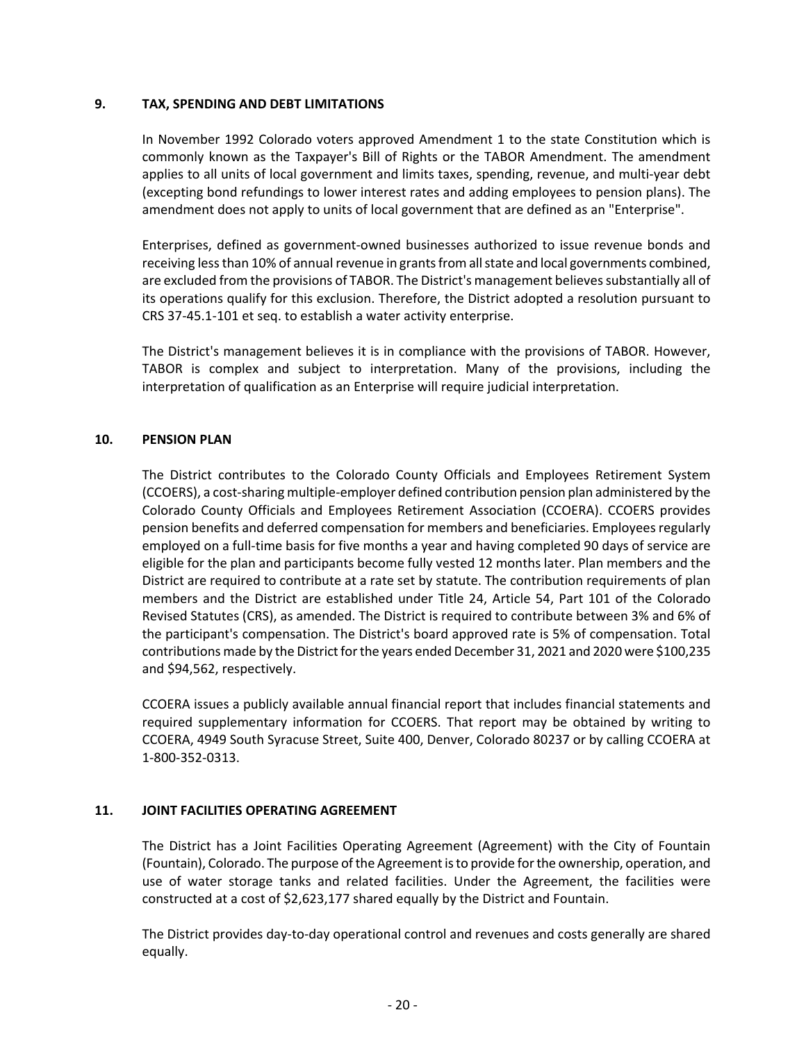## 9. TAX, SPENDING AND DEBT LIMITATIONS

In November 1992 Colorado voters approved Amendment 1 to the state Constitution which is commonly known as the Taxpayer's Bill of Rights or the TABOR Amendment. The amendment applies to all units of local government and limits taxes, spending, revenue, and multi-year debt (excepting bond refundings to lower interest rates and adding employees to pension plans). The amendment does not apply to units of local government that are defined as an "Enterprise".

Enterprises, defined as government-owned businesses authorized to issue revenue bonds and receiving less than 10% of annual revenue in grants from all state and local governments combined, are excluded from the provisions of TABOR. The District's management believes substantially all of its operations qualify for this exclusion. Therefore, the District adopted a resolution pursuant to CRS 37-45.1-101 et seq. to establish a water activity enterprise.

The District's management believes it is in compliance with the provisions of TABOR. However, TABOR is complex and subject to interpretation. Many of the provisions, including the interpretation of qualification as an Enterprise will require judicial interpretation.

## 10. PENSION PLAN

The District contributes to the Colorado County Officials and Employees Retirement System (CCOERS), a cost-sharing multiple-employer defined contribution pension plan administered by the Colorado County Officials and Employees Retirement Association (CCOERA). CCOERS provides pension benefits and deferred compensation for members and beneficiaries. Employees regularly employed on a full-time basis for five months a year and having completed 90 days of service are eligible for the plan and participants become fully vested 12 months later. Plan members and the District are required to contribute at a rate set by statute. The contribution requirements of plan members and the District are established under Title 24, Article 54, Part 101 of the Colorado Revised Statutes (CRS), as amended. The District is required to contribute between 3% and 6% of the participant's compensation. The District's board approved rate is 5% of compensation. Total contributions made by the District for the years ended December 31, 2021 and 2020 were $100,235 and $94,562, respectively.

CCOERA issues a publicly available annual financial report that includes financial statements and required supplementary information for CCOERS. That report may be obtained by writing to CCOERA, 4949 South Syracuse Street, Suite 400, Denver, Colorado 80237 or by calling CCOERA at 1-800-352-0313.

## 11. JOINT FACILITIES OPERATING AGREEMENT

The District has a Joint Facilities Operating Agreement (Agreement) with the City of Fountain (Fountain), Colorado. The purpose of the Agreement is to provide for the ownership, operation, and use of water storage tanks and related facilities. Under the Agreement, the facilities were constructed at a cost of $2,623,177 shared equally by the District and Fountain.

The District provides day-to-day operational control and revenues and costs generally are shared equally.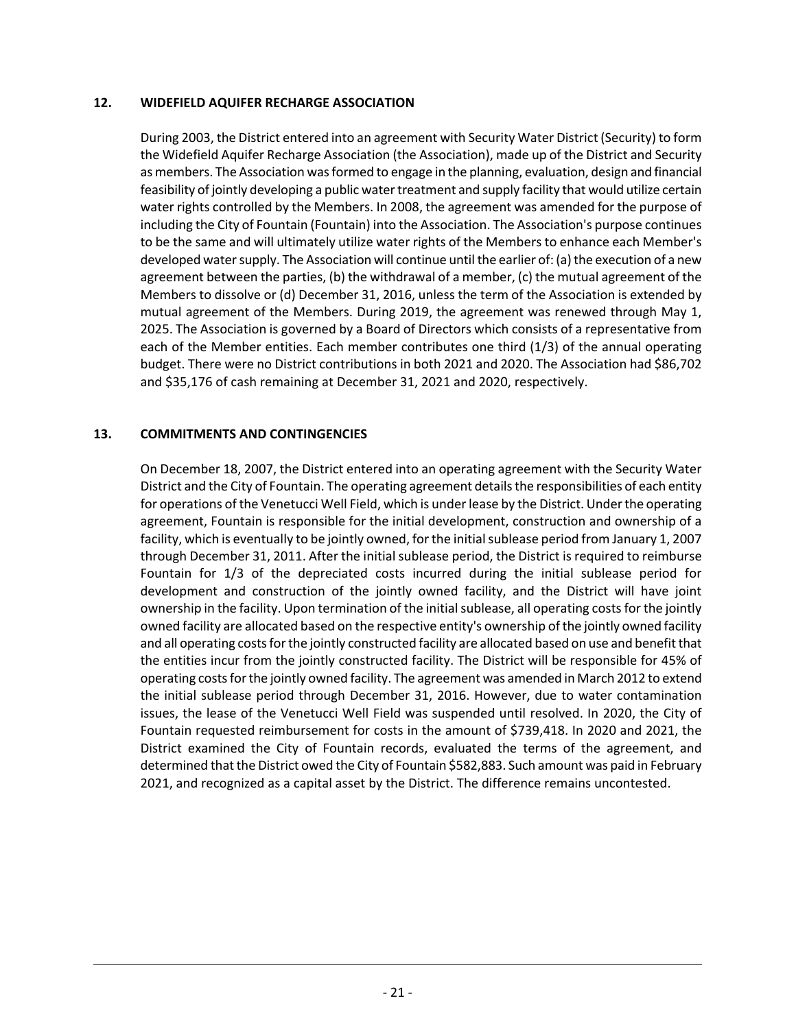## 12. WIDEFIELD AQUIFER RECHARGE ASSOCIATION

During 2003, the District entered into an agreement with Security Water District (Security) to form the Widefield Aquifer Recharge Association (the Association), made up of the District and Security as members. The Association was formed to engage in the planning, evaluation, design and financial feasibility of jointly developing a public water treatment and supply facility that would utilize certain water rights controlled by the Members. In 2008, the agreement was amended for the purpose of including the City of Fountain (Fountain) into the Association. The Association's purpose continues to be the same and will ultimately utilize water rights of the Members to enhance each Member's developed water supply. The Association will continue until the earlier of: (a) the execution of a new agreement between the parties, (b) the withdrawal of a member, (c) the mutual agreement of the Members to dissolve or (d) December 31, 2016, unless the term of the Association is extended by mutual agreement of the Members. During 2019, the agreement was renewed through May 1, 2025. The Association is governed by a Board of Directors which consists of a representative from each of the Member entities. Each member contributes one third (1/3) of the annual operating budget. There were no District contributions in both 2021 and 2020. The Association had $86,702 and $35,176 of cash remaining at December 31, 2021 and 2020, respectively.

## 13. COMMITMENTS AND CONTINGENCIES

On December 18, 2007, the District entered into an operating agreement with the Security Water District and the City of Fountain. The operating agreement details the responsibilities of each entity for operations of the Venetucci Well Field, which is under lease by the District. Under the operating agreement, Fountain is responsible for the initial development, construction and ownership of a facility, which is eventually to be jointly owned, for the initial sublease period from January 1, 2007 through December 31, 2011. After the initial sublease period, the District is required to reimburse Fountain for 1/3 of the depreciated costs incurred during the initial sublease period for development and construction of the jointly owned facility, and the District will have joint ownership in the facility. Upon termination of the initial sublease, all operating costs for the jointly owned facility are allocated based on the respective entity's ownership of the jointly owned facility and all operating costs for the jointly constructed facility are allocated based on use and benefit that the entities incur from the jointly constructed facility. The District will be responsible for 45% of operating costs for the jointly owned facility. The agreement was amended in March 2012 to extend the initial sublease period through December 31, 2016. However, due to water contamination issues, the lease of the Venetucci Well Field was suspended until resolved. In 2020, the City of Fountain requested reimbursement for costs in the amount of $739,418. In 2020 and 2021, the District examined the City of Fountain records, evaluated the terms of the agreement, and determined that the District owed the City of Fountain $582,883. Such amount was paid in February 2021, and recognized as a capital asset by the District. The difference remains uncontested.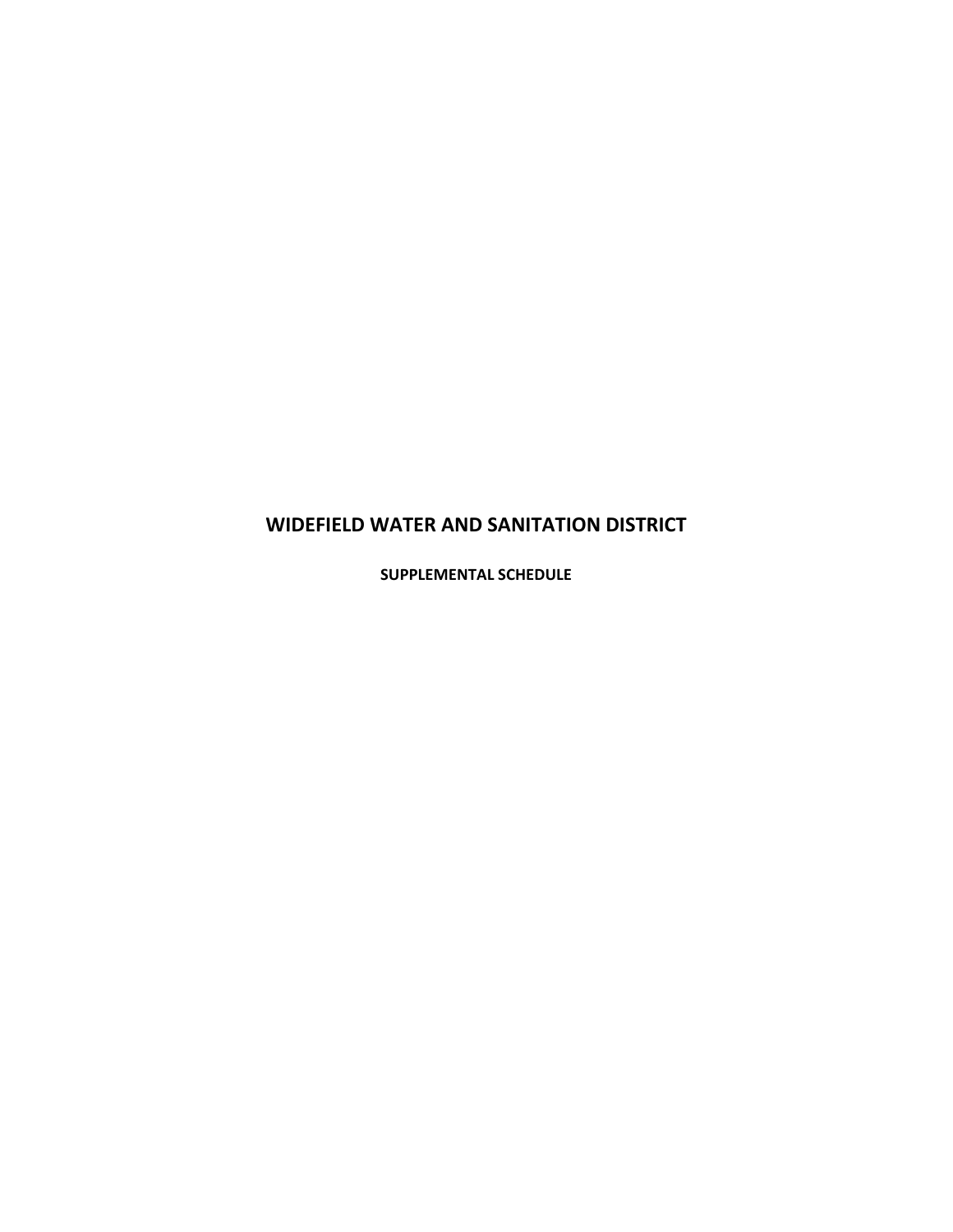# WIDEFIELD WATER AND SANITATION DISTRICT

## SUPPLEMENTAL SCHEDULE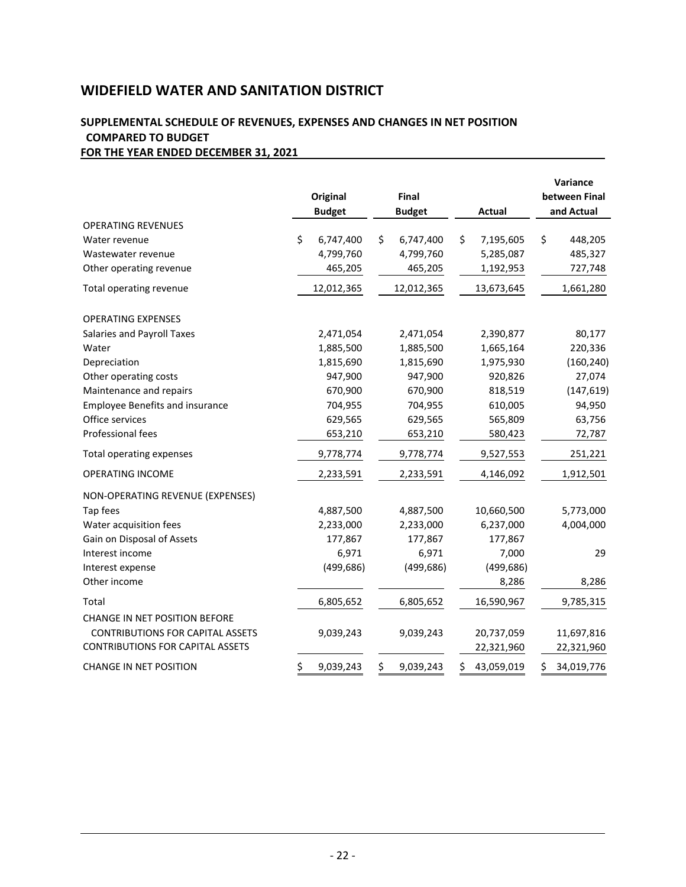# WIDEFIELD WATER AND SANITATION DISTRICT

## SUPPLEMENTAL SCHEDULE OF REVENUES, EXPENSES AND CHANGES IN NET POSITION COMPARED TO BUDGET

**FOR THE YEAR ENDED DECEMBER 31, 2021**

| | Original Budget | Final Budget | Actual | Variance between Final and Actual |
|---|---|---|---|---|
| OPERATING REVENUES | | | | |
| Water revenue | $ 6,747,400 | $ 6,747,400 | $ 7,195,605 | $ 448,205 |
| Wastewater revenue | 4,799,760 | 4,799,760 | 5,285,087 | 485,327 |
| Other operating revenue | 465,205 | 465,205 | 1,192,953 | 727,748 |
| Total operating revenue | 12,012,365 | 12,012,365 | 13,673,645 | 1,661,280 |
| OPERATING EXPENSES | | | | |
| Salaries and Payroll Taxes | 2,471,054 | 2,471,054 | 2,390,877 | 80,177 |
| Water | 1,885,500 | 1,885,500 | 1,665,164 | 220,336 |
| Depreciation | 1,815,690 | 1,815,690 | 1,975,930 | (160,240) |
| Other operating costs | 947,900 | 947,900 | 920,826 | 27,074 |
| Maintenance and repairs | 670,900 | 670,900 | 818,519 | (147,619) |
| Employee Benefits and insurance | 704,955 | 704,955 | 610,005 | 94,950 |
| Office services | 629,565 | 629,565 | 565,809 | 63,756 |
| Professional fees | 653,210 | 653,210 | 580,423 | 72,787 |
| Total operating expenses | 9,778,774 | 9,778,774 | 9,527,553 | 251,221 |
| OPERATING INCOME | 2,233,591 | 2,233,591 | 4,146,092 | 1,912,501 |
| NON-OPERATING REVENUE (EXPENSES) | | | | |
| Tap fees | 4,887,500 | 4,887,500 | 10,660,500 | 5,773,000 |
| Water acquisition fees | 2,233,000 | 2,233,000 | 6,237,000 | 4,004,000 |
| Gain on Disposal of Assets | 177,867 | 177,867 | 177,867 | |
| Interest income | 6,971 | 6,971 | 7,000 | 29 |
| Interest expense | (499,686) | (499,686) | (499,686) | |
| Other income | | | 8,286 | 8,286 |
| Total | 6,805,652 | 6,805,652 | 16,590,967 | 9,785,315 |
| CHANGE IN NET POSITION BEFORE CONTRIBUTIONS FOR CAPITAL ASSETS | 9,039,243 | 9,039,243 | 20,737,059 | 11,697,816 |
| CONTRIBUTIONS FOR CAPITAL ASSETS | | | 22,321,960 | 22,321,960 |
| CHANGE IN NET POSITION | $ 9,039,243 | $ 9,039,243 | $ 43,059,019 | $ 34,019,776 |